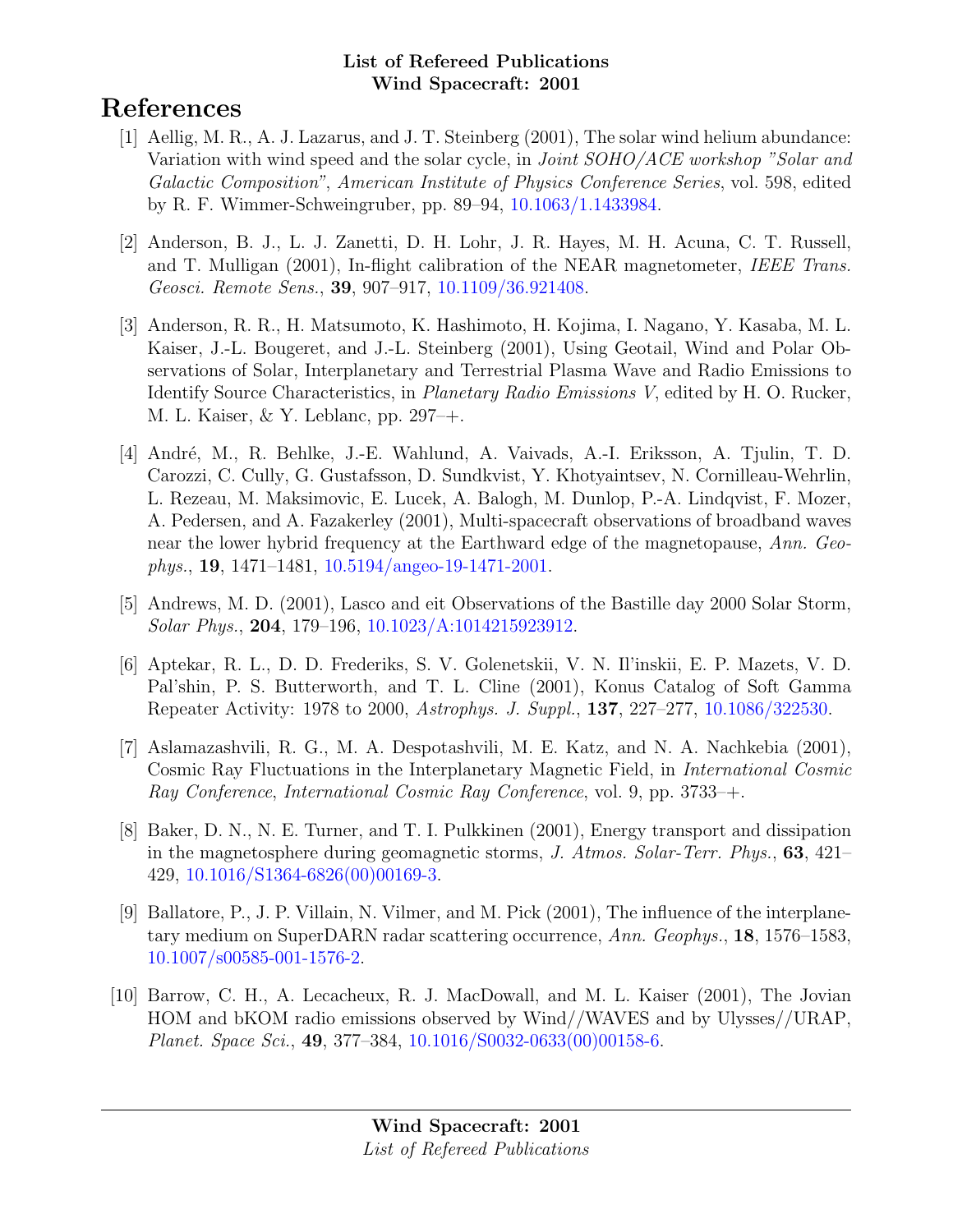**List of Refereed Publications**
**Wind Spacecraft: 2001**

# References

[1] Aellig, M. R., A. J. Lazarus, and J. T. Steinberg (2001), The solar wind helium abundance: Variation with wind speed and the solar cycle, in *Joint SOHO/ACE workshop "Solar and Galactic Composition"*, *American Institute of Physics Conference Series*, vol. 598, edited by R. F. Wimmer-Schweingruber, pp. 89–94, 10.1063/1.1433984.

[2] Anderson, B. J., L. J. Zanetti, D. H. Lohr, J. R. Hayes, M. H. Acuna, C. T. Russell, and T. Mulligan (2001), In-flight calibration of the NEAR magnetometer, *IEEE Trans. Geosci. Remote Sens.*, **39**, 907–917, 10.1109/36.921408.

[3] Anderson, R. R., H. Matsumoto, K. Hashimoto, H. Kojima, I. Nagano, Y. Kasaba, M. L. Kaiser, J.-L. Bougeret, and J.-L. Steinberg (2001), Using Geotail, Wind and Polar Observations of Solar, Interplanetary and Terrestrial Plasma Wave and Radio Emissions to Identify Source Characteristics, in *Planetary Radio Emissions V*, edited by H. O. Rucker, M. L. Kaiser, & Y. Leblanc, pp. 297–+.

[4] André, M., R. Behlke, J.-E. Wahlund, A. Vaivads, A.-I. Eriksson, A. Tjulin, T. D. Carozzi, C. Cully, G. Gustafsson, D. Sundkvist, Y. Khotyaintsev, N. Cornilleau-Wehrlin, L. Rezeau, M. Maksimovic, E. Lucek, A. Balogh, M. Dunlop, P.-A. Lindqvist, F. Mozer, A. Pedersen, and A. Fazakerley (2001), Multi-spacecraft observations of broadband waves near the lower hybrid frequency at the Earthward edge of the magnetopause, *Ann. Geophys.*, **19**, 1471–1481, 10.5194/angeo-19-1471-2001.

[5] Andrews, M. D. (2001), Lasco and eit Observations of the Bastille day 2000 Solar Storm, *Solar Phys.*, **204**, 179–196, 10.1023/A:1014215923912.

[6] Aptekar, R. L., D. D. Frederiks, S. V. Golenetskii, V. N. Il'inskii, E. P. Mazets, V. D. Pal'shin, P. S. Butterworth, and T. L. Cline (2001), Konus Catalog of Soft Gamma Repeater Activity: 1978 to 2000, *Astrophys. J. Suppl.*, **137**, 227–277, 10.1086/322530.

[7] Aslamazashvili, R. G., M. A. Despotashvili, M. E. Katz, and N. A. Nachkebia (2001), Cosmic Ray Fluctuations in the Interplanetary Magnetic Field, in *International Cosmic Ray Conference*, *International Cosmic Ray Conference*, vol. 9, pp. 3733–+.

[8] Baker, D. N., N. E. Turner, and T. I. Pulkkinen (2001), Energy transport and dissipation in the magnetosphere during geomagnetic storms, *J. Atmos. Solar-Terr. Phys.*, **63**, 421–429, 10.1016/S1364-6826(00)00169-3.

[9] Ballatore, P., J. P. Villain, N. Vilmer, and M. Pick (2001), The influence of the interplanetary medium on SuperDARN radar scattering occurrence, *Ann. Geophys.*, **18**, 1576–1583, 10.1007/s00585-001-1576-2.

[10] Barrow, C. H., A. Lecacheux, R. J. MacDowall, and M. L. Kaiser (2001), The Jovian HOM and bKOM radio emissions observed by Wind//WAVES and by Ulysses//URAP, *Planet. Space Sci.*, **49**, 377–384, 10.1016/S0032-0633(00)00158-6.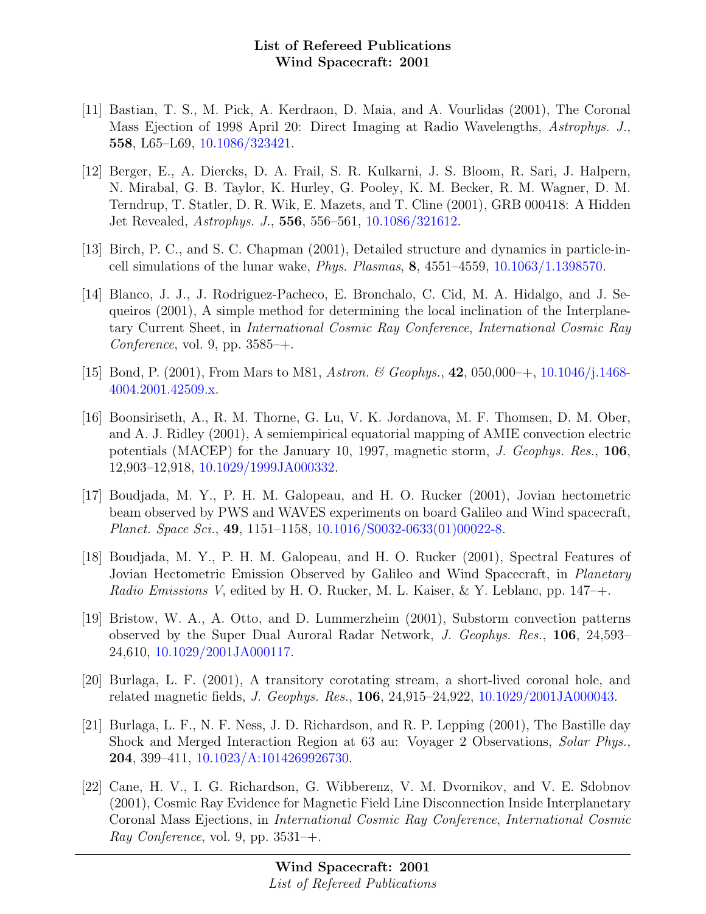[11] Bastian, T. S., M. Pick, A. Kerdraon, D. Maia, and A. Vourlidas (2001), The Coronal Mass Ejection of 1998 April 20: Direct Imaging at Radio Wavelengths, *Astrophys. J.*, **558**, L65–L69, 10.1086/323421.

[12] Berger, E., A. Diercks, D. A. Frail, S. R. Kulkarni, J. S. Bloom, R. Sari, J. Halpern, N. Mirabal, G. B. Taylor, K. Hurley, G. Pooley, K. M. Becker, R. M. Wagner, D. M. Terndrup, T. Statler, D. R. Wik, E. Mazets, and T. Cline (2001), GRB 000418: A Hidden Jet Revealed, *Astrophys. J.*, **556**, 556–561, 10.1086/321612.

[13] Birch, P. C., and S. C. Chapman (2001), Detailed structure and dynamics in particle-in-cell simulations of the lunar wake, *Phys. Plasmas*, **8**, 4551–4559, 10.1063/1.1398570.

[14] Blanco, J. J., J. Rodriguez-Pacheco, E. Bronchalo, C. Cid, M. A. Hidalgo, and J. Sequeiros (2001), A simple method for determining the local inclination of the Interplanetary Current Sheet, in *International Cosmic Ray Conference*, *International Cosmic Ray Conference*, vol. 9, pp. 3585–+.

[15] Bond, P. (2001), From Mars to M81, *Astron. & Geophys.*, **42**, 050,000–+, 10.1046/j.1468-4004.2001.42509.x.

[16] Boonsiriseth, A., R. M. Thorne, G. Lu, V. K. Jordanova, M. F. Thomsen, D. M. Ober, and A. J. Ridley (2001), A semiempirical equatorial mapping of AMIE convection electric potentials (MACEP) for the January 10, 1997, magnetic storm, *J. Geophys. Res.*, **106**, 12,903–12,918, 10.1029/1999JA000332.

[17] Boudjada, M. Y., P. H. M. Galopeau, and H. O. Rucker (2001), Jovian hectometric beam observed by PWS and WAVES experiments on board Galileo and Wind spacecraft, *Planet. Space Sci.*, **49**, 1151–1158, 10.1016/S0032-0633(01)00022-8.

[18] Boudjada, M. Y., P. H. M. Galopeau, and H. O. Rucker (2001), Spectral Features of Jovian Hectometric Emission Observed by Galileo and Wind Spacecraft, in *Planetary Radio Emissions V*, edited by H. O. Rucker, M. L. Kaiser, & Y. Leblanc, pp. 147–+.

[19] Bristow, W. A., A. Otto, and D. Lummerzheim (2001), Substorm convection patterns observed by the Super Dual Auroral Radar Network, *J. Geophys. Res.*, **106**, 24,593–24,610, 10.1029/2001JA000117.

[20] Burlaga, L. F. (2001), A transitory corotating stream, a short-lived coronal hole, and related magnetic fields, *J. Geophys. Res.*, **106**, 24,915–24,922, 10.1029/2001JA000043.

[21] Burlaga, L. F., N. F. Ness, J. D. Richardson, and R. P. Lepping (2001), The Bastille day Shock and Merged Interaction Region at 63 au: Voyager 2 Observations, *Solar Phys.*, **204**, 399–411, 10.1023/A:1014269926730.

[22] Cane, H. V., I. G. Richardson, G. Wibberenz, V. M. Dvornikov, and V. E. Sdobnov (2001), Cosmic Ray Evidence for Magnetic Field Line Disconnection Inside Interplanetary Coronal Mass Ejections, in *International Cosmic Ray Conference*, *International Cosmic Ray Conference*, vol. 9, pp. 3531–+.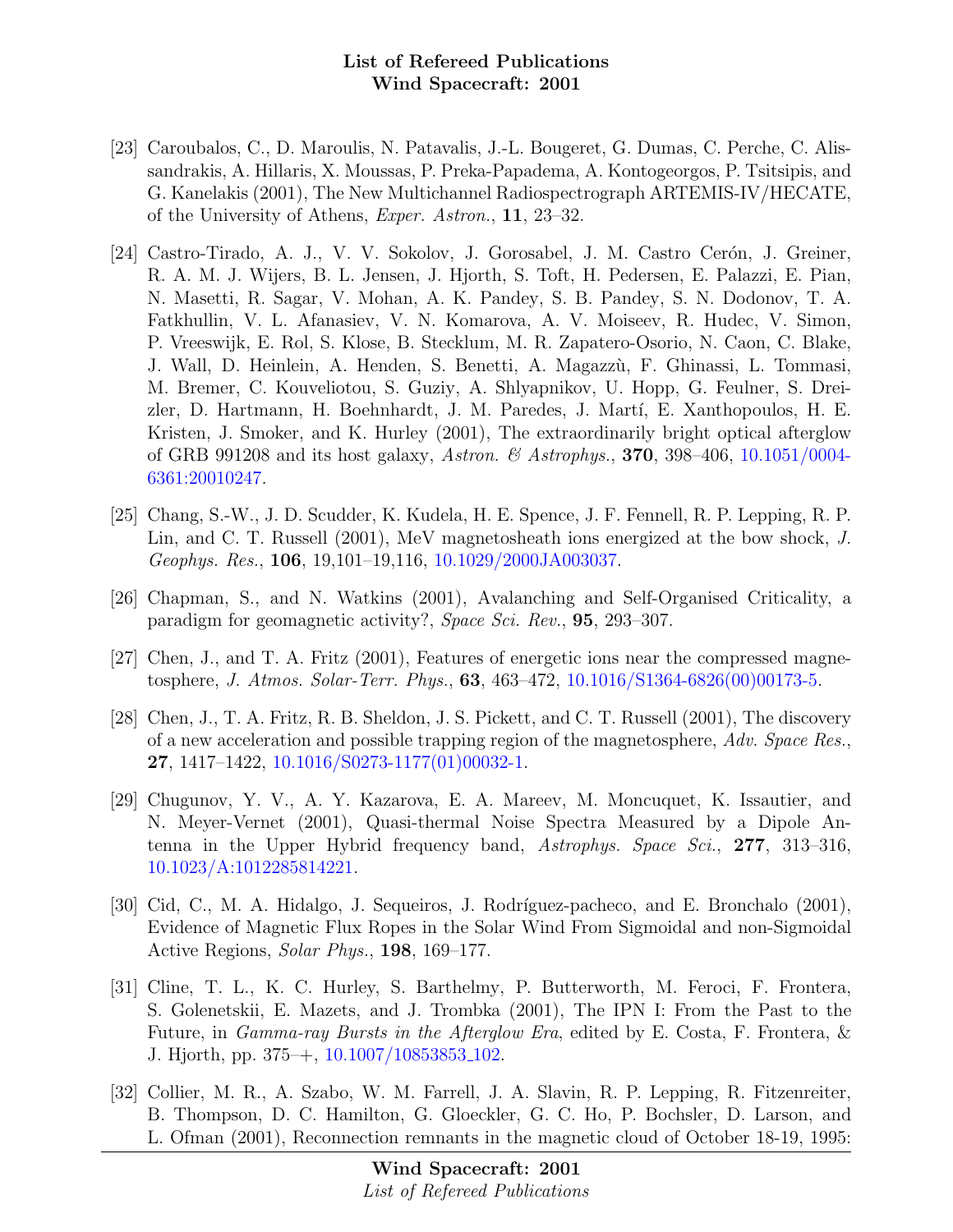- [23] Caroubalos, C., D. Maroulis, N. Patavalis, J.-L. Bougeret, G. Dumas, C. Perche, C. Alissandrakis, A. Hillaris, X. Moussas, P. Preka-Papadema, A. Kontogeorgos, P. Tsitsipis, and G. Kanelakis (2001), The New Multichannel Radiospectrograph ARTEMIS-IV/HECATE, of the University of Athens, *Exper. Astron.*, **11**, 23–32.

- [24] Castro-Tirado, A. J., V. V. Sokolov, J. Gorosabel, J. M. Castro Cerón, J. Greiner, R. A. M. J. Wijers, B. L. Jensen, J. Hjorth, S. Toft, H. Pedersen, E. Palazzi, E. Pian, N. Masetti, R. Sagar, V. Mohan, A. K. Pandey, S. B. Pandey, S. N. Dodonov, T. A. Fatkhullin, V. L. Afanasiev, V. N. Komarova, A. V. Moiseev, R. Hudec, V. Simon, P. Vreeswijk, E. Rol, S. Klose, B. Stecklum, M. R. Zapatero-Osorio, N. Caon, C. Blake, J. Wall, D. Heinlein, A. Henden, S. Benetti, A. Magazzù, F. Ghinassi, L. Tommasi, M. Bremer, C. Kouveliotou, S. Guziy, A. Shlyapnikov, U. Hopp, G. Feulner, S. Dreizler, D. Hartmann, H. Boehnhardt, J. M. Paredes, J. Martí, E. Xanthopoulos, H. E. Kristen, J. Smoker, and K. Hurley (2001), The extraordinarily bright optical afterglow of GRB 991208 and its host galaxy, *Astron. & Astrophys.*, **370**, 398–406, 10.1051/0004-6361:20010247.

- [25] Chang, S.-W., J. D. Scudder, K. Kudela, H. E. Spence, J. F. Fennell, R. P. Lepping, R. P. Lin, and C. T. Russell (2001), MeV magnetosheath ions energized at the bow shock, *J. Geophys. Res.*, **106**, 19,101–19,116, 10.1029/2000JA003037.

- [26] Chapman, S., and N. Watkins (2001), Avalanching and Self-Organised Criticality, a paradigm for geomagnetic activity?, *Space Sci. Rev.*, **95**, 293–307.

- [27] Chen, J., and T. A. Fritz (2001), Features of energetic ions near the compressed magnetosphere, *J. Atmos. Solar-Terr. Phys.*, **63**, 463–472, 10.1016/S1364-6826(00)00173-5.

- [28] Chen, J., T. A. Fritz, R. B. Sheldon, J. S. Pickett, and C. T. Russell (2001), The discovery of a new acceleration and possible trapping region of the magnetosphere, *Adv. Space Res.*, **27**, 1417–1422, 10.1016/S0273-1177(01)00032-1.

- [29] Chugunov, Y. V., A. Y. Kazarova, E. A. Mareev, M. Moncuquet, K. Issautier, and N. Meyer-Vernet (2001), Quasi-thermal Noise Spectra Measured by a Dipole Antenna in the Upper Hybrid frequency band, *Astrophys. Space Sci.*, **277**, 313–316, 10.1023/A:1012285814221.

- [30] Cid, C., M. A. Hidalgo, J. Sequeiros, J. Rodríguez-pacheco, and E. Bronchalo (2001), Evidence of Magnetic Flux Ropes in the Solar Wind From Sigmoidal and non-Sigmoidal Active Regions, *Solar Phys.*, **198**, 169–177.

- [31] Cline, T. L., K. C. Hurley, S. Barthelmy, P. Butterworth, M. Feroci, F. Frontera, S. Golenetskii, E. Mazets, and J. Trombka (2001), The IPN I: From the Past to the Future, in *Gamma-ray Bursts in the Afterglow Era*, edited by E. Costa, F. Frontera, & J. Hjorth, pp. 375–+, 10.1007/10853853_102.

- [32] Collier, M. R., A. Szabo, W. M. Farrell, J. A. Slavin, R. P. Lepping, R. Fitzenreiter, B. Thompson, D. C. Hamilton, G. Gloeckler, G. C. Ho, P. Bochsler, D. Larson, and L. Ofman (2001), Reconnection remnants in the magnetic cloud of October 18-19, 1995: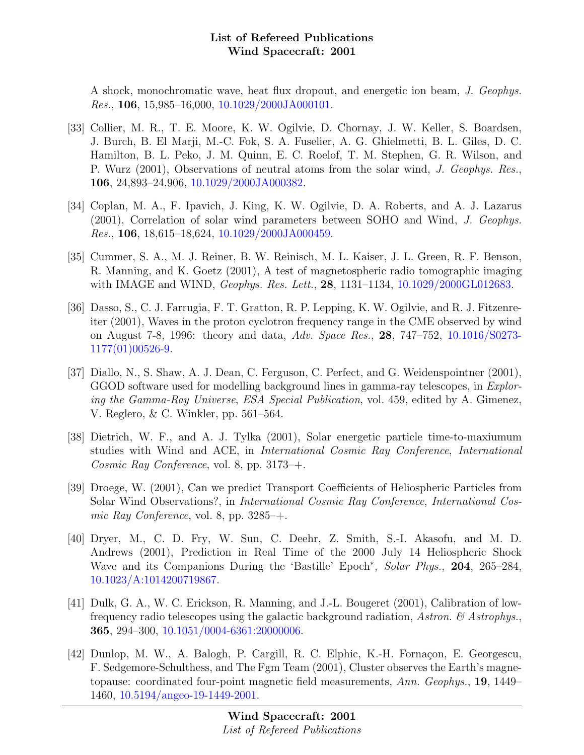A shock, monochromatic wave, heat flux dropout, and energetic ion beam, *J. Geophys. Res.*, **106**, 15,985–16,000, 10.1029/2000JA000101.

[33] Collier, M. R., T. E. Moore, K. W. Ogilvie, D. Chornay, J. W. Keller, S. Boardsen, J. Burch, B. El Marji, M.-C. Fok, S. A. Fuselier, A. G. Ghielmetti, B. L. Giles, D. C. Hamilton, B. L. Peko, J. M. Quinn, E. C. Roelof, T. M. Stephen, G. R. Wilson, and P. Wurz (2001), Observations of neutral atoms from the solar wind, *J. Geophys. Res.*, **106**, 24,893–24,906, 10.1029/2000JA000382.

[34] Coplan, M. A., F. Ipavich, J. King, K. W. Ogilvie, D. A. Roberts, and A. J. Lazarus (2001), Correlation of solar wind parameters between SOHO and Wind, *J. Geophys. Res.*, **106**, 18,615–18,624, 10.1029/2000JA000459.

[35] Cummer, S. A., M. J. Reiner, B. W. Reinisch, M. L. Kaiser, J. L. Green, R. F. Benson, R. Manning, and K. Goetz (2001), A test of magnetospheric radio tomographic imaging with IMAGE and WIND, *Geophys. Res. Lett.*, **28**, 1131–1134, 10.1029/2000GL012683.

[36] Dasso, S., C. J. Farrugia, F. T. Gratton, R. P. Lepping, K. W. Ogilvie, and R. J. Fitzenreiter (2001), Waves in the proton cyclotron frequency range in the CME observed by wind on August 7-8, 1996: theory and data, *Adv. Space Res.*, **28**, 747–752, 10.1016/S0273-1177(01)00526-9.

[37] Diallo, N., S. Shaw, A. J. Dean, C. Ferguson, C. Perfect, and G. Weidenspointner (2001), GGOD software used for modelling background lines in gamma-ray telescopes, in *Exploring the Gamma-Ray Universe*, *ESA Special Publication*, vol. 459, edited by A. Gimenez, V. Reglero, & C. Winkler, pp. 561–564.

[38] Dietrich, W. F., and A. J. Tylka (2001), Solar energetic particle time-to-maxiumum studies with Wind and ACE, in *International Cosmic Ray Conference*, *International Cosmic Ray Conference*, vol. 8, pp. 3173–+.

[39] Droege, W. (2001), Can we predict Transport Coefficients of Heliospheric Particles from Solar Wind Observations?, in *International Cosmic Ray Conference*, *International Cosmic Ray Conference*, vol. 8, pp. 3285–+.

[40] Dryer, M., C. D. Fry, W. Sun, C. Deehr, Z. Smith, S.-I. Akasofu, and M. D. Andrews (2001), Prediction in Real Time of the 2000 July 14 Heliospheric Shock Wave and its Companions During the 'Bastille' Epoch*, *Solar Phys.*, **204**, 265–284, 10.1023/A:1014200719867.

[41] Dulk, G. A., W. C. Erickson, R. Manning, and J.-L. Bougeret (2001), Calibration of low-frequency radio telescopes using the galactic background radiation, *Astron. & Astrophys.*, **365**, 294–300, 10.1051/0004-6361:20000006.

[42] Dunlop, M. W., A. Balogh, P. Cargill, R. C. Elphic, K.-H. Fornaçon, E. Georgescu, F. Sedgemore-Schulthess, and The Fgm Team (2001), Cluster observes the Earth's magnetopause: coordinated four-point magnetic field measurements, *Ann. Geophys.*, **19**, 1449–1460, 10.5194/angeo-19-1449-2001.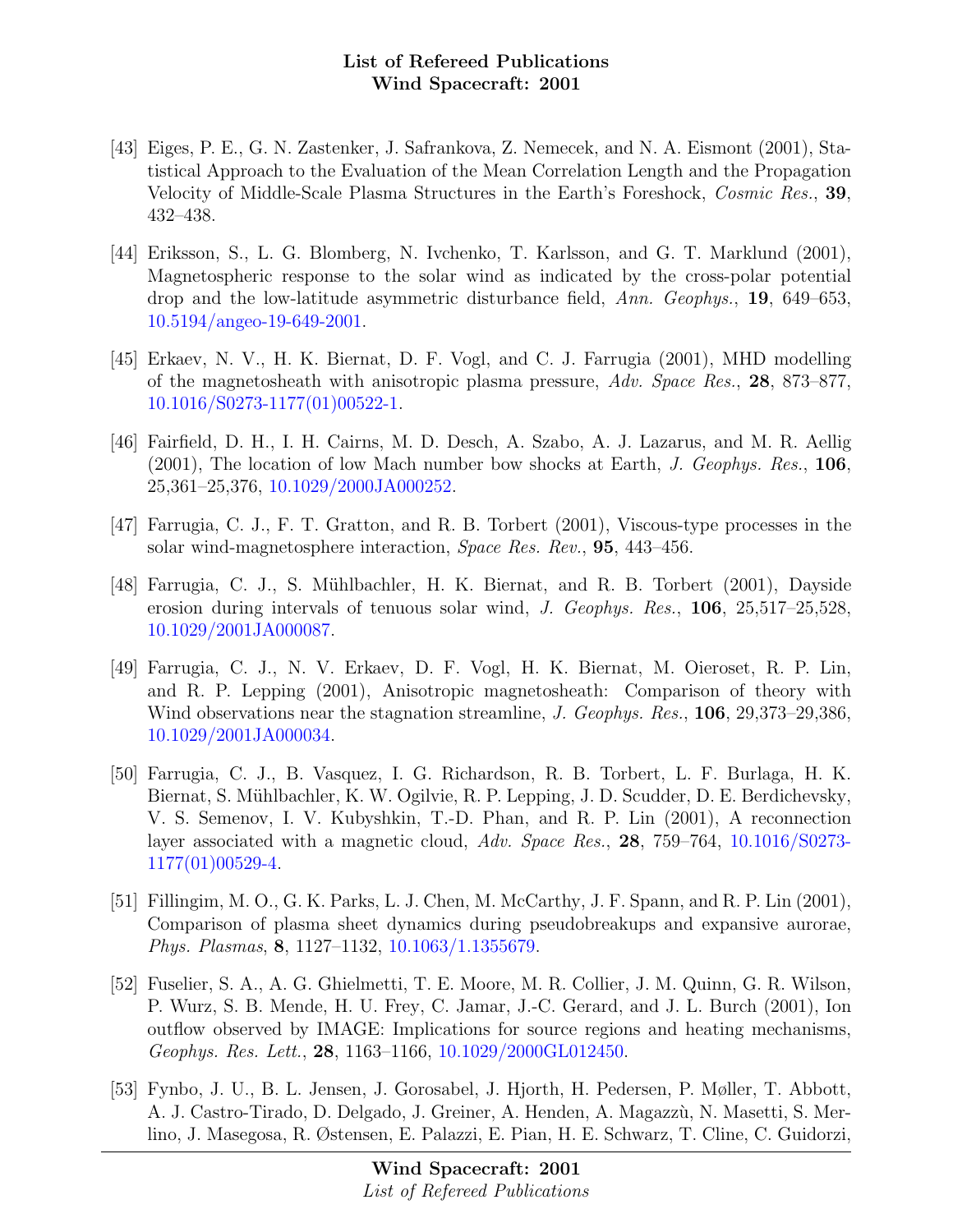[43] Eiges, P. E., G. N. Zastenker, J. Safrankova, Z. Nemecek, and N. A. Eismont (2001), Statistical Approach to the Evaluation of the Mean Correlation Length and the Propagation Velocity of Middle-Scale Plasma Structures in the Earth's Foreshock, *Cosmic Res.*, **39**, 432–438.

[44] Eriksson, S., L. G. Blomberg, N. Ivchenko, T. Karlsson, and G. T. Marklund (2001), Magnetospheric response to the solar wind as indicated by the cross-polar potential drop and the low-latitude asymmetric disturbance field, *Ann. Geophys.*, **19**, 649–653, 10.5194/angeo-19-649-2001.

[45] Erkaev, N. V., H. K. Biernat, D. F. Vogl, and C. J. Farrugia (2001), MHD modelling of the magnetosheath with anisotropic plasma pressure, *Adv. Space Res.*, **28**, 873–877, 10.1016/S0273-1177(01)00522-1.

[46] Fairfield, D. H., I. H. Cairns, M. D. Desch, A. Szabo, A. J. Lazarus, and M. R. Aellig (2001), The location of low Mach number bow shocks at Earth, *J. Geophys. Res.*, **106**, 25,361–25,376, 10.1029/2000JA000252.

[47] Farrugia, C. J., F. T. Gratton, and R. B. Torbert (2001), Viscous-type processes in the solar wind-magnetosphere interaction, *Space Res. Rev.*, **95**, 443–456.

[48] Farrugia, C. J., S. Mühlbachler, H. K. Biernat, and R. B. Torbert (2001), Dayside erosion during intervals of tenuous solar wind, *J. Geophys. Res.*, **106**, 25,517–25,528, 10.1029/2001JA000087.

[49] Farrugia, C. J., N. V. Erkaev, D. F. Vogl, H. K. Biernat, M. Oieroset, R. P. Lin, and R. P. Lepping (2001), Anisotropic magnetosheath: Comparison of theory with Wind observations near the stagnation streamline, *J. Geophys. Res.*, **106**, 29,373–29,386, 10.1029/2001JA000034.

[50] Farrugia, C. J., B. Vasquez, I. G. Richardson, R. B. Torbert, L. F. Burlaga, H. K. Biernat, S. Mühlbachler, K. W. Ogilvie, R. P. Lepping, J. D. Scudder, D. E. Berdichevsky, V. S. Semenov, I. V. Kubyshkin, T.-D. Phan, and R. P. Lin (2001), A reconnection layer associated with a magnetic cloud, *Adv. Space Res.*, **28**, 759–764, 10.1016/S0273-1177(01)00529-4.

[51] Fillingim, M. O., G. K. Parks, L. J. Chen, M. McCarthy, J. F. Spann, and R. P. Lin (2001), Comparison of plasma sheet dynamics during pseudobreakups and expansive aurorae, *Phys. Plasmas*, **8**, 1127–1132, 10.1063/1.1355679.

[52] Fuselier, S. A., A. G. Ghielmetti, T. E. Moore, M. R. Collier, J. M. Quinn, G. R. Wilson, P. Wurz, S. B. Mende, H. U. Frey, C. Jamar, J.-C. Gerard, and J. L. Burch (2001), Ion outflow observed by IMAGE: Implications for source regions and heating mechanisms, *Geophys. Res. Lett.*, **28**, 1163–1166, 10.1029/2000GL012450.

[53] Fynbo, J. U., B. L. Jensen, J. Gorosabel, J. Hjorth, H. Pedersen, P. Møller, T. Abbott, A. J. Castro-Tirado, D. Delgado, J. Greiner, A. Henden, A. Magazzù, N. Masetti, S. Merlino, J. Masegosa, R. Østensen, E. Palazzi, E. Pian, H. E. Schwarz, T. Cline, C. Guidorzi,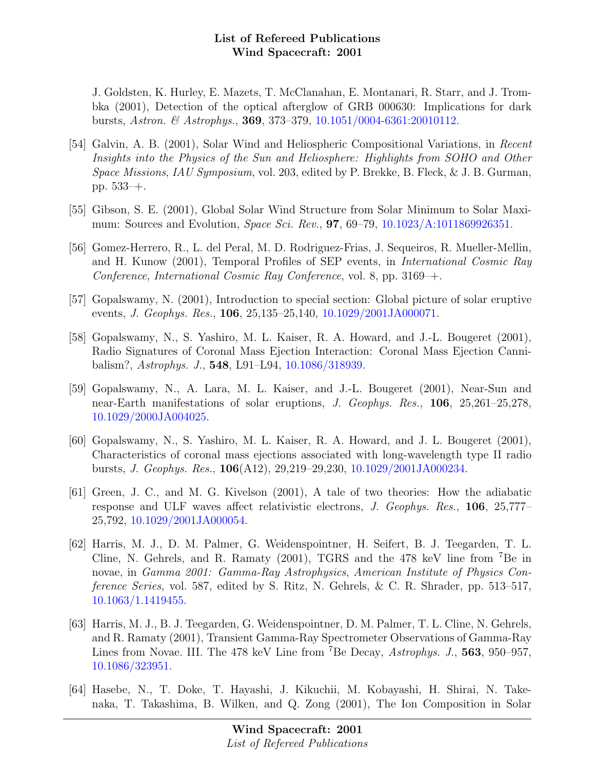J. Goldsten, K. Hurley, E. Mazets, T. McClanahan, E. Montanari, R. Starr, and J. Trombka (2001), Detection of the optical afterglow of GRB 000630: Implications for dark bursts, *Astron. & Astrophys.*, **369**, 373–379, 10.1051/0004-6361:20010112.

[54] Galvin, A. B. (2001), Solar Wind and Heliospheric Compositional Variations, in *Recent Insights into the Physics of the Sun and Heliosphere: Highlights from SOHO and Other Space Missions*, *IAU Symposium*, vol. 203, edited by P. Brekke, B. Fleck, & J. B. Gurman, pp. 533–+.

[55] Gibson, S. E. (2001), Global Solar Wind Structure from Solar Minimum to Solar Maximum: Sources and Evolution, *Space Sci. Rev.*, **97**, 69–79, 10.1023/A:1011869926351.

[56] Gomez-Herrero, R., L. del Peral, M. D. Rodriguez-Frias, J. Sequeiros, R. Mueller-Mellin, and H. Kunow (2001), Temporal Profiles of SEP events, in *International Cosmic Ray Conference*, *International Cosmic Ray Conference*, vol. 8, pp. 3169–+.

[57] Gopalswamy, N. (2001), Introduction to special section: Global picture of solar eruptive events, *J. Geophys. Res.*, **106**, 25,135–25,140, 10.1029/2001JA000071.

[58] Gopalswamy, N., S. Yashiro, M. L. Kaiser, R. A. Howard, and J.-L. Bougeret (2001), Radio Signatures of Coronal Mass Ejection Interaction: Coronal Mass Ejection Cannibalism?, *Astrophys. J.*, **548**, L91–L94, 10.1086/318939.

[59] Gopalswamy, N., A. Lara, M. L. Kaiser, and J.-L. Bougeret (2001), Near-Sun and near-Earth manifestations of solar eruptions, *J. Geophys. Res.*, **106**, 25,261–25,278, 10.1029/2000JA004025.

[60] Gopalswamy, N., S. Yashiro, M. L. Kaiser, R. A. Howard, and J. L. Bougeret (2001), Characteristics of coronal mass ejections associated with long-wavelength type II radio bursts, *J. Geophys. Res.*, **106**(A12), 29,219–29,230, 10.1029/2001JA000234.

[61] Green, J. C., and M. G. Kivelson (2001), A tale of two theories: How the adiabatic response and ULF waves affect relativistic electrons, *J. Geophys. Res.*, **106**, 25,777–25,792, 10.1029/2001JA000054.

[62] Harris, M. J., D. M. Palmer, G. Weidenspointner, H. Seifert, B. J. Teegarden, T. L. Cline, N. Gehrels, and R. Ramaty (2001), TGRS and the 478 keV line from $^7$Be in novae, in *Gamma 2001: Gamma-Ray Astrophysics*, *American Institute of Physics Conference Series*, vol. 587, edited by S. Ritz, N. Gehrels, & C. R. Shrader, pp. 513–517, 10.1063/1.1419455.

[63] Harris, M. J., B. J. Teegarden, G. Weidenspointner, D. M. Palmer, T. L. Cline, N. Gehrels, and R. Ramaty (2001), Transient Gamma-Ray Spectrometer Observations of Gamma-Ray Lines from Novae. III. The 478 keV Line from $^7$Be Decay, *Astrophys. J.*, **563**, 950–957, 10.1086/323951.

[64] Hasebe, N., T. Doke, T. Hayashi, J. Kikuchii, M. Kobayashi, H. Shirai, N. Takenaka, T. Takashima, B. Wilken, and Q. Zong (2001), The Ion Composition in Solar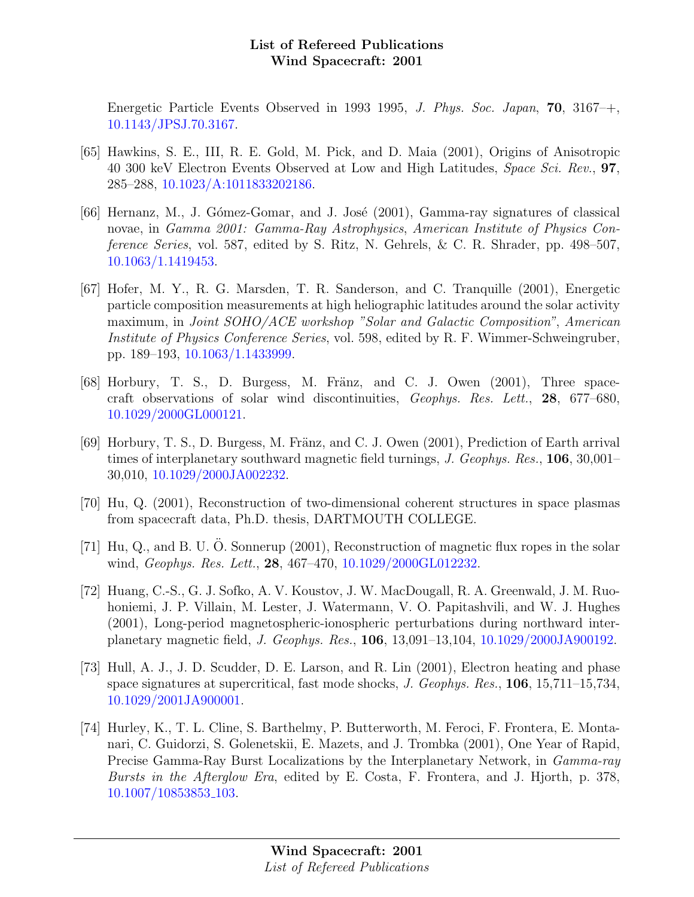Energetic Particle Events Observed in 1993 1995, *J. Phys. Soc. Japan*, **70**, 3167–+, 10.1143/JPSJ.70.3167.

[65] Hawkins, S. E., III, R. E. Gold, M. Pick, and D. Maia (2001), Origins of Anisotropic 40 300 keV Electron Events Observed at Low and High Latitudes, *Space Sci. Rev.*, **97**, 285–288, 10.1023/A:1011833202186.

[66] Hernanz, M., J. Gómez-Gomar, and J. José (2001), Gamma-ray signatures of classical novae, in *Gamma 2001: Gamma-Ray Astrophysics*, *American Institute of Physics Conference Series*, vol. 587, edited by S. Ritz, N. Gehrels, & C. R. Shrader, pp. 498–507, 10.1063/1.1419453.

[67] Hofer, M. Y., R. G. Marsden, T. R. Sanderson, and C. Tranquille (2001), Energetic particle composition measurements at high heliographic latitudes around the solar activity maximum, in *Joint SOHO/ACE workshop "Solar and Galactic Composition"*, *American Institute of Physics Conference Series*, vol. 598, edited by R. F. Wimmer-Schweingruber, pp. 189–193, 10.1063/1.1433999.

[68] Horbury, T. S., D. Burgess, M. Fränz, and C. J. Owen (2001), Three spacecraft observations of solar wind discontinuities, *Geophys. Res. Lett.*, **28**, 677–680, 10.1029/2000GL000121.

[69] Horbury, T. S., D. Burgess, M. Fränz, and C. J. Owen (2001), Prediction of Earth arrival times of interplanetary southward magnetic field turnings, *J. Geophys. Res.*, **106**, 30,001–30,010, 10.1029/2000JA002232.

[70] Hu, Q. (2001), Reconstruction of two-dimensional coherent structures in space plasmas from spacecraft data, Ph.D. thesis, DARTMOUTH COLLEGE.

[71] Hu, Q., and B. U. Ö. Sonnerup (2001), Reconstruction of magnetic flux ropes in the solar wind, *Geophys. Res. Lett.*, **28**, 467–470, 10.1029/2000GL012232.

[72] Huang, C.-S., G. J. Sofko, A. V. Koustov, J. W. MacDougall, R. A. Greenwald, J. M. Ruohoniemi, J. P. Villain, M. Lester, J. Watermann, V. O. Papitashvili, and W. J. Hughes (2001), Long-period magnetospheric-ionospheric perturbations during northward interplanetary magnetic field, *J. Geophys. Res.*, **106**, 13,091–13,104, 10.1029/2000JA900192.

[73] Hull, A. J., J. D. Scudder, D. E. Larson, and R. Lin (2001), Electron heating and phase space signatures at supercritical, fast mode shocks, *J. Geophys. Res.*, **106**, 15,711–15,734, 10.1029/2001JA900001.

[74] Hurley, K., T. L. Cline, S. Barthelmy, P. Butterworth, M. Feroci, F. Frontera, E. Montanari, C. Guidorzi, S. Golenetskii, E. Mazets, and J. Trombka (2001), One Year of Rapid, Precise Gamma-Ray Burst Localizations by the Interplanetary Network, in *Gamma-ray Bursts in the Afterglow Era*, edited by E. Costa, F. Frontera, and J. Hjorth, p. 378, 10.1007/10853853_103.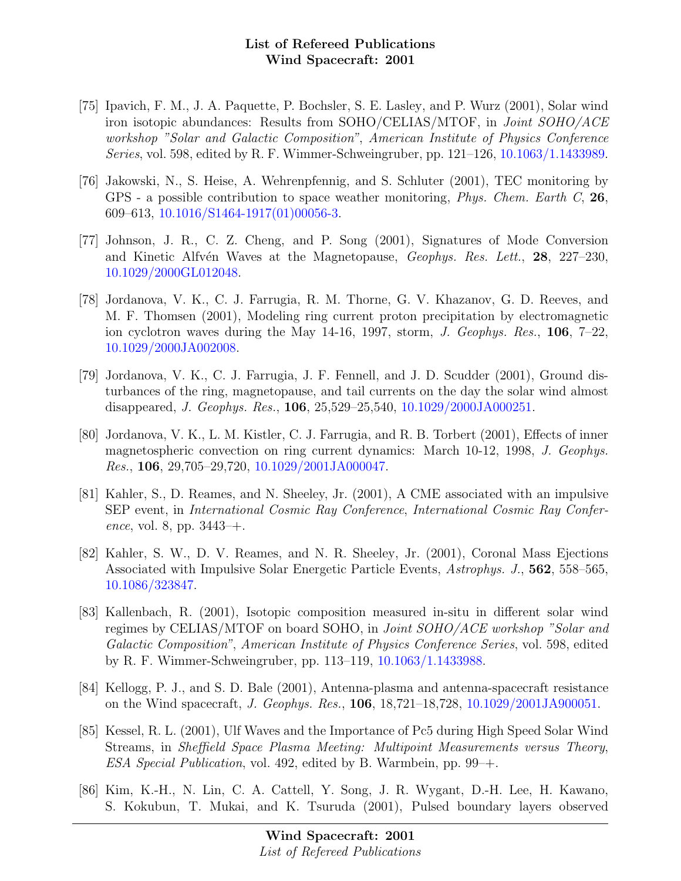[75] Ipavich, F. M., J. A. Paquette, P. Bochsler, S. E. Lasley, and P. Wurz (2001), Solar wind iron isotopic abundances: Results from SOHO/CELIAS/MTOF, in *Joint SOHO/ACE workshop "Solar and Galactic Composition"*, *American Institute of Physics Conference Series*, vol. 598, edited by R. F. Wimmer-Schweingruber, pp. 121–126, 10.1063/1.1433989.

[76] Jakowski, N., S. Heise, A. Wehrenpfennig, and S. Schluter (2001), TEC monitoring by GPS - a possible contribution to space weather monitoring, *Phys. Chem. Earth C*, **26**, 609–613, 10.1016/S1464-1917(01)00056-3.

[77] Johnson, J. R., C. Z. Cheng, and P. Song (2001), Signatures of Mode Conversion and Kinetic Alfvén Waves at the Magnetopause, *Geophys. Res. Lett.*, **28**, 227–230, 10.1029/2000GL012048.

[78] Jordanova, V. K., C. J. Farrugia, R. M. Thorne, G. V. Khazanov, G. D. Reeves, and M. F. Thomsen (2001), Modeling ring current proton precipitation by electromagnetic ion cyclotron waves during the May 14-16, 1997, storm, *J. Geophys. Res.*, **106**, 7–22, 10.1029/2000JA002008.

[79] Jordanova, V. K., C. J. Farrugia, J. F. Fennell, and J. D. Scudder (2001), Ground disturbances of the ring, magnetopause, and tail currents on the day the solar wind almost disappeared, *J. Geophys. Res.*, **106**, 25,529–25,540, 10.1029/2000JA000251.

[80] Jordanova, V. K., L. M. Kistler, C. J. Farrugia, and R. B. Torbert (2001), Effects of inner magnetospheric convection on ring current dynamics: March 10-12, 1998, *J. Geophys. Res.*, **106**, 29,705–29,720, 10.1029/2001JA000047.

[81] Kahler, S., D. Reames, and N. Sheeley, Jr. (2001), A CME associated with an impulsive SEP event, in *International Cosmic Ray Conference*, *International Cosmic Ray Conference*, vol. 8, pp. 3443–+.

[82] Kahler, S. W., D. V. Reames, and N. R. Sheeley, Jr. (2001), Coronal Mass Ejections Associated with Impulsive Solar Energetic Particle Events, *Astrophys. J.*, **562**, 558–565, 10.1086/323847.

[83] Kallenbach, R. (2001), Isotopic composition measured in-situ in different solar wind regimes by CELIAS/MTOF on board SOHO, in *Joint SOHO/ACE workshop "Solar and Galactic Composition"*, *American Institute of Physics Conference Series*, vol. 598, edited by R. F. Wimmer-Schweingruber, pp. 113–119, 10.1063/1.1433988.

[84] Kellogg, P. J., and S. D. Bale (2001), Antenna-plasma and antenna-spacecraft resistance on the Wind spacecraft, *J. Geophys. Res.*, **106**, 18,721–18,728, 10.1029/2001JA900051.

[85] Kessel, R. L. (2001), Ulf Waves and the Importance of Pc5 during High Speed Solar Wind Streams, in *Sheffield Space Plasma Meeting: Multipoint Measurements versus Theory*, *ESA Special Publication*, vol. 492, edited by B. Warmbein, pp. 99–+.

[86] Kim, K.-H., N. Lin, C. A. Cattell, Y. Song, J. R. Wygant, D.-H. Lee, H. Kawano, S. Kokubun, T. Mukai, and K. Tsuruda (2001), Pulsed boundary layers observed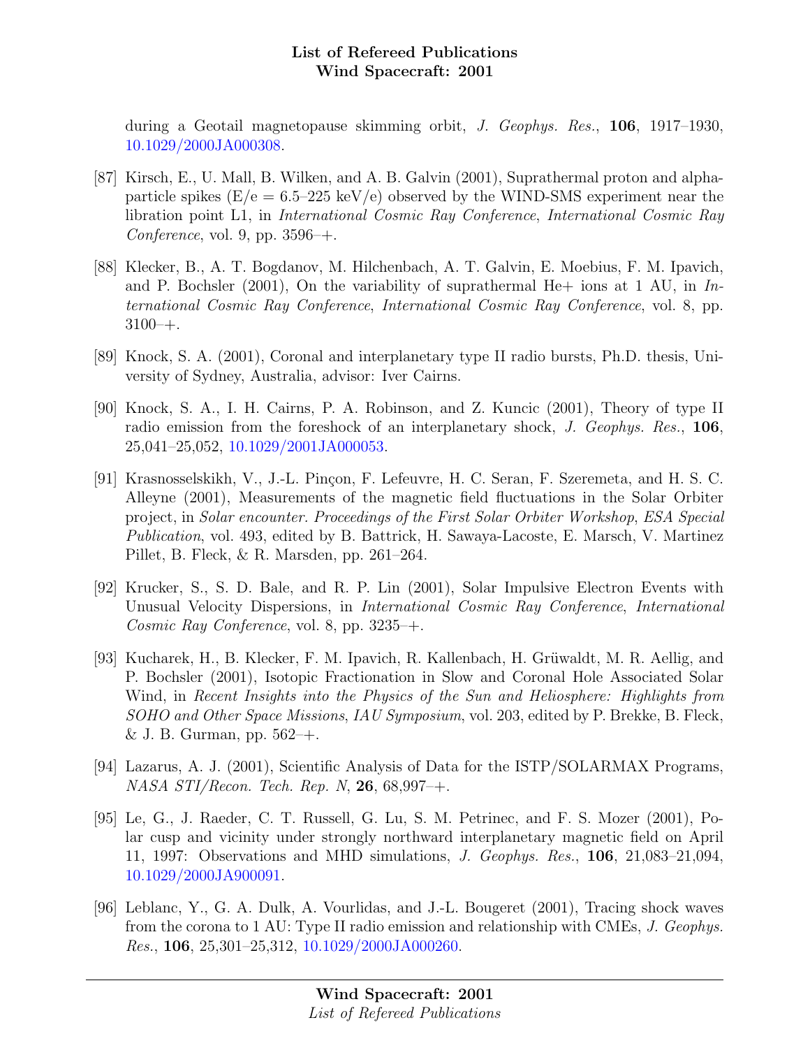during a Geotail magnetopause skimming orbit, *J. Geophys. Res.*, **106**, 1917–1930, 10.1029/2000JA000308.

[87] Kirsch, E., U. Mall, B. Wilken, and A. B. Galvin (2001), Suprathermal proton and alpha-particle spikes (E/e = 6.5–225 keV/e) observed by the WIND-SMS experiment near the libration point L1, in *International Cosmic Ray Conference*, *International Cosmic Ray Conference*, vol. 9, pp. 3596–+.

[88] Klecker, B., A. T. Bogdanov, M. Hilchenbach, A. T. Galvin, E. Moebius, F. M. Ipavich, and P. Bochsler (2001), On the variability of suprathermal He+ ions at 1 AU, in *International Cosmic Ray Conference*, *International Cosmic Ray Conference*, vol. 8, pp. 3100–+.

[89] Knock, S. A. (2001), Coronal and interplanetary type II radio bursts, Ph.D. thesis, University of Sydney, Australia, advisor: Iver Cairns.

[90] Knock, S. A., I. H. Cairns, P. A. Robinson, and Z. Kuncic (2001), Theory of type II radio emission from the foreshock of an interplanetary shock, *J. Geophys. Res.*, **106**, 25,041–25,052, 10.1029/2001JA000053.

[91] Krasnosselskikh, V., J.-L. Pinçon, F. Lefeuvre, H. C. Seran, F. Szeremeta, and H. S. C. Alleyne (2001), Measurements of the magnetic field fluctuations in the Solar Orbiter project, in *Solar encounter. Proceedings of the First Solar Orbiter Workshop*, *ESA Special Publication*, vol. 493, edited by B. Battrick, H. Sawaya-Lacoste, E. Marsch, V. Martinez Pillet, B. Fleck, & R. Marsden, pp. 261–264.

[92] Krucker, S., S. D. Bale, and R. P. Lin (2001), Solar Impulsive Electron Events with Unusual Velocity Dispersions, in *International Cosmic Ray Conference*, *International Cosmic Ray Conference*, vol. 8, pp. 3235–+.

[93] Kucharek, H., B. Klecker, F. M. Ipavich, R. Kallenbach, H. Grüwaldt, M. R. Aellig, and P. Bochsler (2001), Isotopic Fractionation in Slow and Coronal Hole Associated Solar Wind, in *Recent Insights into the Physics of the Sun and Heliosphere: Highlights from SOHO and Other Space Missions*, *IAU Symposium*, vol. 203, edited by P. Brekke, B. Fleck, & J. B. Gurman, pp. 562–+.

[94] Lazarus, A. J. (2001), Scientific Analysis of Data for the ISTP/SOLARMAX Programs, *NASA STI/Recon. Tech. Rep. N*, **26**, 68,997–+.

[95] Le, G., J. Raeder, C. T. Russell, G. Lu, S. M. Petrinec, and F. S. Mozer (2001), Polar cusp and vicinity under strongly northward interplanetary magnetic field on April 11, 1997: Observations and MHD simulations, *J. Geophys. Res.*, **106**, 21,083–21,094, 10.1029/2000JA900091.

[96] Leblanc, Y., G. A. Dulk, A. Vourlidas, and J.-L. Bougeret (2001), Tracing shock waves from the corona to 1 AU: Type II radio emission and relationship with CMEs, *J. Geophys. Res.*, **106**, 25,301–25,312, 10.1029/2000JA000260.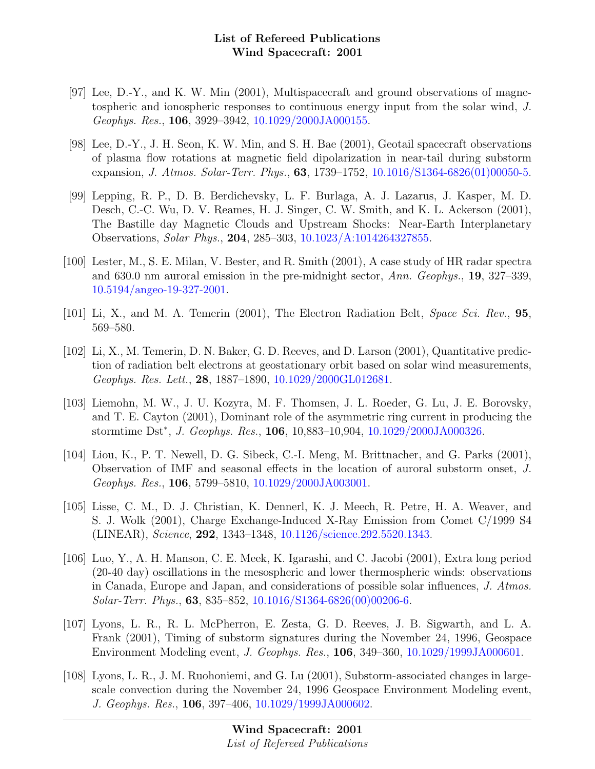[97] Lee, D.-Y., and K. W. Min (2001), Multispacecraft and ground observations of magnetospheric and ionospheric responses to continuous energy input from the solar wind, *J. Geophys. Res.*, **106**, 3929–3942, 10.1029/2000JA000155.

[98] Lee, D.-Y., J. H. Seon, K. W. Min, and S. H. Bae (2001), Geotail spacecraft observations of plasma flow rotations at magnetic field dipolarization in near-tail during substorm expansion, *J. Atmos. Solar-Terr. Phys.*, **63**, 1739–1752, 10.1016/S1364-6826(01)00050-5.

[99] Lepping, R. P., D. B. Berdichevsky, L. F. Burlaga, A. J. Lazarus, J. Kasper, M. D. Desch, C.-C. Wu, D. V. Reames, H. J. Singer, C. W. Smith, and K. L. Ackerson (2001), The Bastille day Magnetic Clouds and Upstream Shocks: Near-Earth Interplanetary Observations, *Solar Phys.*, **204**, 285–303, 10.1023/A:1014264327855.

[100] Lester, M., S. E. Milan, V. Bester, and R. Smith (2001), A case study of HR radar spectra and 630.0 nm auroral emission in the pre-midnight sector, *Ann. Geophys.*, **19**, 327–339, 10.5194/angeo-19-327-2001.

[101] Li, X., and M. A. Temerin (2001), The Electron Radiation Belt, *Space Sci. Rev.*, **95**, 569–580.

[102] Li, X., M. Temerin, D. N. Baker, G. D. Reeves, and D. Larson (2001), Quantitative prediction of radiation belt electrons at geostationary orbit based on solar wind measurements, *Geophys. Res. Lett.*, **28**, 1887–1890, 10.1029/2000GL012681.

[103] Liemohn, M. W., J. U. Kozyra, M. F. Thomsen, J. L. Roeder, G. Lu, J. E. Borovsky, and T. E. Cayton (2001), Dominant role of the asymmetric ring current in producing the stormtime Dst$^*$, *J. Geophys. Res.*, **106**, 10,883–10,904, 10.1029/2000JA000326.

[104] Liou, K., P. T. Newell, D. G. Sibeck, C.-I. Meng, M. Brittnacher, and G. Parks (2001), Observation of IMF and seasonal effects in the location of auroral substorm onset, *J. Geophys. Res.*, **106**, 5799–5810, 10.1029/2000JA003001.

[105] Lisse, C. M., D. J. Christian, K. Dennerl, K. J. Meech, R. Petre, H. A. Weaver, and S. J. Wolk (2001), Charge Exchange-Induced X-Ray Emission from Comet C/1999 S4 (LINEAR), *Science*, **292**, 1343–1348, 10.1126/science.292.5520.1343.

[106] Luo, Y., A. H. Manson, C. E. Meek, K. Igarashi, and C. Jacobi (2001), Extra long period (20-40 day) oscillations in the mesospheric and lower thermospheric winds: observations in Canada, Europe and Japan, and considerations of possible solar influences, *J. Atmos. Solar-Terr. Phys.*, **63**, 835–852, 10.1016/S1364-6826(00)00206-6.

[107] Lyons, L. R., R. L. McPherron, E. Zesta, G. D. Reeves, J. B. Sigwarth, and L. A. Frank (2001), Timing of substorm signatures during the November 24, 1996, Geospace Environment Modeling event, *J. Geophys. Res.*, **106**, 349–360, 10.1029/1999JA000601.

[108] Lyons, L. R., J. M. Ruohoniemi, and G. Lu (2001), Substorm-associated changes in large-scale convection during the November 24, 1996 Geospace Environment Modeling event, *J. Geophys. Res.*, **106**, 397–406, 10.1029/1999JA000602.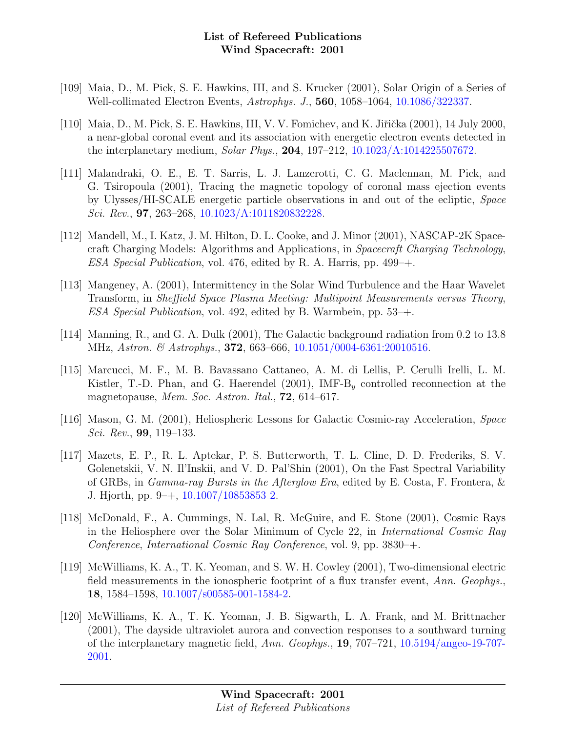[109] Maia, D., M. Pick, S. E. Hawkins, III, and S. Krucker (2001), Solar Origin of a Series of Well-collimated Electron Events, *Astrophys. J.*, **560**, 1058–1064, 10.1086/322337.

[110] Maia, D., M. Pick, S. E. Hawkins, III, V. V. Fomichev, and K. Jiřička (2001), 14 July 2000, a near-global coronal event and its association with energetic electron events detected in the interplanetary medium, *Solar Phys.*, **204**, 197–212, 10.1023/A:1014225507672.

[111] Malandraki, O. E., E. T. Sarris, L. J. Lanzerotti, C. G. Maclennan, M. Pick, and G. Tsiropoula (2001), Tracing the magnetic topology of coronal mass ejection events by Ulysses/HI-SCALE energetic particle observations in and out of the ecliptic, *Space Sci. Rev.*, **97**, 263–268, 10.1023/A:1011820832228.

[112] Mandell, M., I. Katz, J. M. Hilton, D. L. Cooke, and J. Minor (2001), NASCAP-2K Spacecraft Charging Models: Algorithms and Applications, in *Spacecraft Charging Technology*, *ESA Special Publication*, vol. 476, edited by R. A. Harris, pp. 499–+.

[113] Mangeney, A. (2001), Intermittency in the Solar Wind Turbulence and the Haar Wavelet Transform, in *Sheffield Space Plasma Meeting: Multipoint Measurements versus Theory*, *ESA Special Publication*, vol. 492, edited by B. Warmbein, pp. 53–+.

[114] Manning, R., and G. A. Dulk (2001), The Galactic background radiation from 0.2 to 13.8 MHz, *Astron. & Astrophys.*, **372**, 663–666, 10.1051/0004-6361:20010516.

[115] Marcucci, M. F., M. B. Bavassano Cattaneo, A. M. di Lellis, P. Cerulli Irelli, L. M. Kistler, T.-D. Phan, and G. Haerendel (2001), IMF-$B_y$ controlled reconnection at the magnetopause, *Mem. Soc. Astron. Ital.*, **72**, 614–617.

[116] Mason, G. M. (2001), Heliospheric Lessons for Galactic Cosmic-ray Acceleration, *Space Sci. Rev.*, **99**, 119–133.

[117] Mazets, E. P., R. L. Aptekar, P. S. Butterworth, T. L. Cline, D. D. Frederiks, S. V. Golenetskii, V. N. Il'Inskii, and V. D. Pal'Shin (2001), On the Fast Spectral Variability of GRBs, in *Gamma-ray Bursts in the Afterglow Era*, edited by E. Costa, F. Frontera, & J. Hjorth, pp. 9–+, 10.1007/10853853_2.

[118] McDonald, F., A. Cummings, N. Lal, R. McGuire, and E. Stone (2001), Cosmic Rays in the Heliosphere over the Solar Minimum of Cycle 22, in *International Cosmic Ray Conference*, *International Cosmic Ray Conference*, vol. 9, pp. 3830–+.

[119] McWilliams, K. A., T. K. Yeoman, and S. W. H. Cowley (2001), Two-dimensional electric field measurements in the ionospheric footprint of a flux transfer event, *Ann. Geophys.*, **18**, 1584–1598, 10.1007/s00585-001-1584-2.

[120] McWilliams, K. A., T. K. Yeoman, J. B. Sigwarth, L. A. Frank, and M. Brittnacher (2001), The dayside ultraviolet aurora and convection responses to a southward turning of the interplanetary magnetic field, *Ann. Geophys.*, **19**, 707–721, 10.5194/angeo-19-707-2001.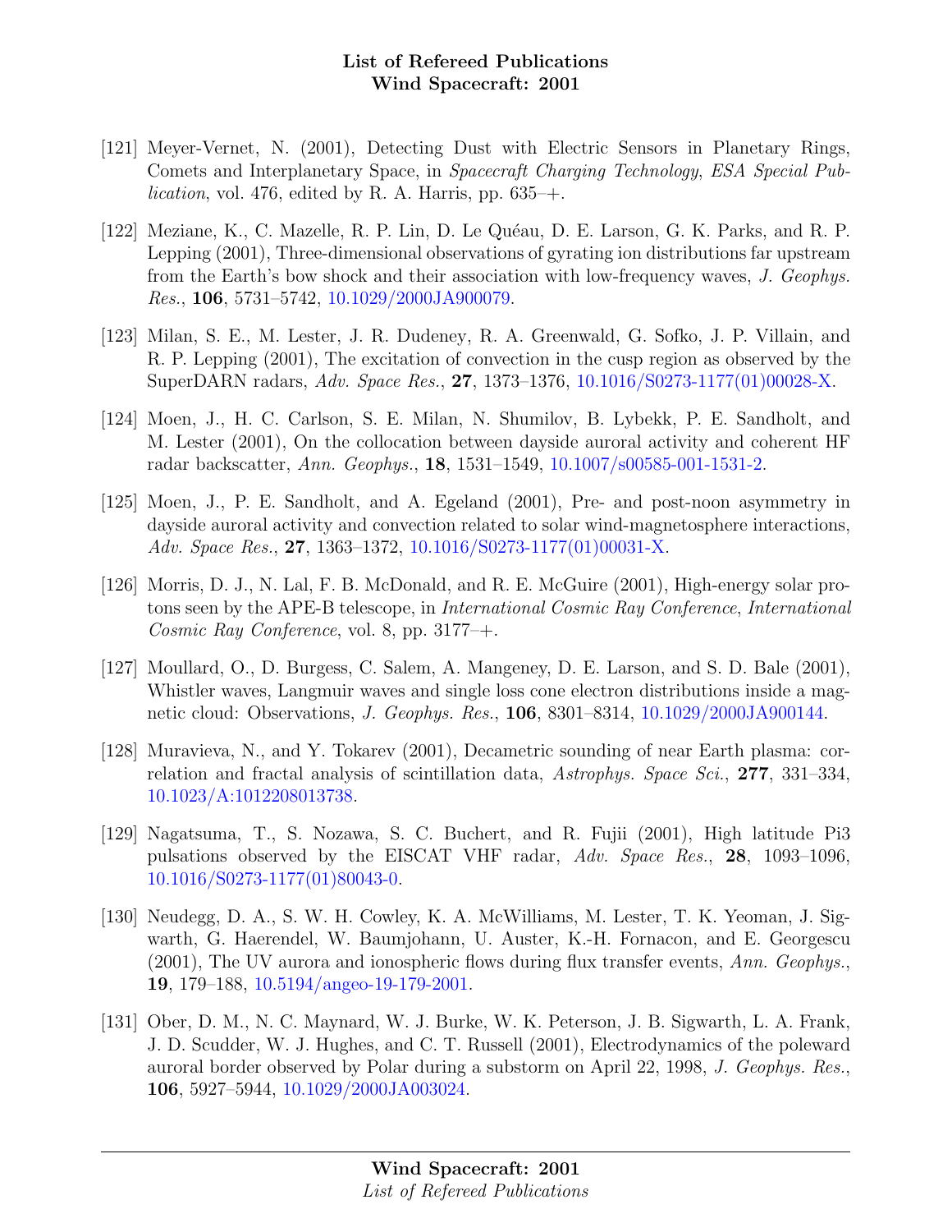[121] Meyer-Vernet, N. (2001), Detecting Dust with Electric Sensors in Planetary Rings, Comets and Interplanetary Space, in *Spacecraft Charging Technology*, *ESA Special Publication*, vol. 476, edited by R. A. Harris, pp. 635–+.

[122] Meziane, K., C. Mazelle, R. P. Lin, D. Le Quéau, D. E. Larson, G. K. Parks, and R. P. Lepping (2001), Three-dimensional observations of gyrating ion distributions far upstream from the Earth's bow shock and their association with low-frequency waves, *J. Geophys. Res.*, **106**, 5731–5742, 10.1029/2000JA900079.

[123] Milan, S. E., M. Lester, J. R. Dudeney, R. A. Greenwald, G. Sofko, J. P. Villain, and R. P. Lepping (2001), The excitation of convection in the cusp region as observed by the SuperDARN radars, *Adv. Space Res.*, **27**, 1373–1376, 10.1016/S0273-1177(01)00028-X.

[124] Moen, J., H. C. Carlson, S. E. Milan, N. Shumilov, B. Lybekk, P. E. Sandholt, and M. Lester (2001), On the collocation between dayside auroral activity and coherent HF radar backscatter, *Ann. Geophys.*, **18**, 1531–1549, 10.1007/s00585-001-1531-2.

[125] Moen, J., P. E. Sandholt, and A. Egeland (2001), Pre- and post-noon asymmetry in dayside auroral activity and convection related to solar wind-magnetosphere interactions, *Adv. Space Res.*, **27**, 1363–1372, 10.1016/S0273-1177(01)00031-X.

[126] Morris, D. J., N. Lal, F. B. McDonald, and R. E. McGuire (2001), High-energy solar protons seen by the APE-B telescope, in *International Cosmic Ray Conference*, *International Cosmic Ray Conference*, vol. 8, pp. 3177–+.

[127] Moullard, O., D. Burgess, C. Salem, A. Mangeney, D. E. Larson, and S. D. Bale (2001), Whistler waves, Langmuir waves and single loss cone electron distributions inside a magnetic cloud: Observations, *J. Geophys. Res.*, **106**, 8301–8314, 10.1029/2000JA900144.

[128] Muravieva, N., and Y. Tokarev (2001), Decametric sounding of near Earth plasma: correlation and fractal analysis of scintillation data, *Astrophys. Space Sci.*, **277**, 331–334, 10.1023/A:1012208013738.

[129] Nagatsuma, T., S. Nozawa, S. C. Buchert, and R. Fujii (2001), High latitude Pi3 pulsations observed by the EISCAT VHF radar, *Adv. Space Res.*, **28**, 1093–1096, 10.1016/S0273-1177(01)80043-0.

[130] Neudegg, D. A., S. W. H. Cowley, K. A. McWilliams, M. Lester, T. K. Yeoman, J. Sigwarth, G. Haerendel, W. Baumjohann, U. Auster, K.-H. Fornacon, and E. Georgescu (2001), The UV aurora and ionospheric flows during flux transfer events, *Ann. Geophys.*, **19**, 179–188, 10.5194/angeo-19-179-2001.

[131] Ober, D. M., N. C. Maynard, W. J. Burke, W. K. Peterson, J. B. Sigwarth, L. A. Frank, J. D. Scudder, W. J. Hughes, and C. T. Russell (2001), Electrodynamics of the poleward auroral border observed by Polar during a substorm on April 22, 1998, *J. Geophys. Res.*, **106**, 5927–5944, 10.1029/2000JA003024.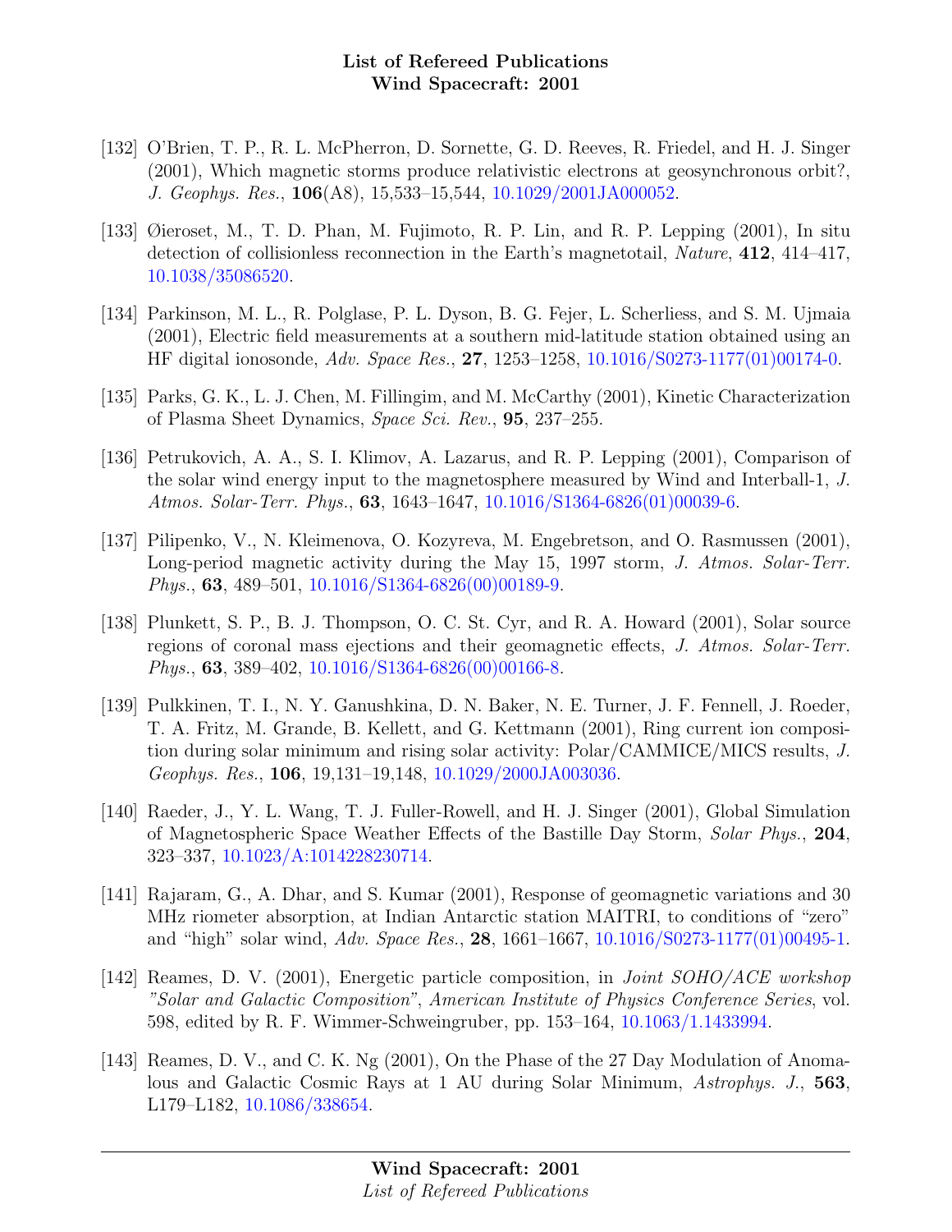- [132] O'Brien, T. P., R. L. McPherron, D. Sornette, G. D. Reeves, R. Friedel, and H. J. Singer (2001), Which magnetic storms produce relativistic electrons at geosynchronous orbit?, *J. Geophys. Res.*, **106**(A8), 15,533–15,544, 10.1029/2001JA000052.
- [133] Øieroset, M., T. D. Phan, M. Fujimoto, R. P. Lin, and R. P. Lepping (2001), In situ detection of collisionless reconnection in the Earth's magnetotail, *Nature*, **412**, 414–417, 10.1038/35086520.
- [134] Parkinson, M. L., R. Polglase, P. L. Dyson, B. G. Fejer, L. Scherliess, and S. M. Ujmaia (2001), Electric field measurements at a southern mid-latitude station obtained using an HF digital ionosonde, *Adv. Space Res.*, **27**, 1253–1258, 10.1016/S0273-1177(01)00174-0.
- [135] Parks, G. K., L. J. Chen, M. Fillingim, and M. McCarthy (2001), Kinetic Characterization of Plasma Sheet Dynamics, *Space Sci. Rev.*, **95**, 237–255.
- [136] Petrukovich, A. A., S. I. Klimov, A. Lazarus, and R. P. Lepping (2001), Comparison of the solar wind energy input to the magnetosphere measured by Wind and Interball-1, *J. Atmos. Solar-Terr. Phys.*, **63**, 1643–1647, 10.1016/S1364-6826(01)00039-6.
- [137] Pilipenko, V., N. Kleimenova, O. Kozyreva, M. Engebretson, and O. Rasmussen (2001), Long-period magnetic activity during the May 15, 1997 storm, *J. Atmos. Solar-Terr. Phys.*, **63**, 489–501, 10.1016/S1364-6826(00)00189-9.
- [138] Plunkett, S. P., B. J. Thompson, O. C. St. Cyr, and R. A. Howard (2001), Solar source regions of coronal mass ejections and their geomagnetic effects, *J. Atmos. Solar-Terr. Phys.*, **63**, 389–402, 10.1016/S1364-6826(00)00166-8.
- [139] Pulkkinen, T. I., N. Y. Ganushkina, D. N. Baker, N. E. Turner, J. F. Fennell, J. Roeder, T. A. Fritz, M. Grande, B. Kellett, and G. Kettmann (2001), Ring current ion composition during solar minimum and rising solar activity: Polar/CAMMICE/MICS results, *J. Geophys. Res.*, **106**, 19,131–19,148, 10.1029/2000JA003036.
- [140] Raeder, J., Y. L. Wang, T. J. Fuller-Rowell, and H. J. Singer (2001), Global Simulation of Magnetospheric Space Weather Effects of the Bastille Day Storm, *Solar Phys.*, **204**, 323–337, 10.1023/A:1014228230714.
- [141] Rajaram, G., A. Dhar, and S. Kumar (2001), Response of geomagnetic variations and 30 MHz riometer absorption, at Indian Antarctic station MAITRI, to conditions of "zero" and "high" solar wind, *Adv. Space Res.*, **28**, 1661–1667, 10.1016/S0273-1177(01)00495-1.
- [142] Reames, D. V. (2001), Energetic particle composition, in *Joint SOHO/ACE workshop "Solar and Galactic Composition"*, *American Institute of Physics Conference Series*, vol. 598, edited by R. F. Wimmer-Schweingruber, pp. 153–164, 10.1063/1.1433994.
- [143] Reames, D. V., and C. K. Ng (2001), On the Phase of the 27 Day Modulation of Anomalous and Galactic Cosmic Rays at 1 AU during Solar Minimum, *Astrophys. J.*, **563**, L179–L182, 10.1086/338654.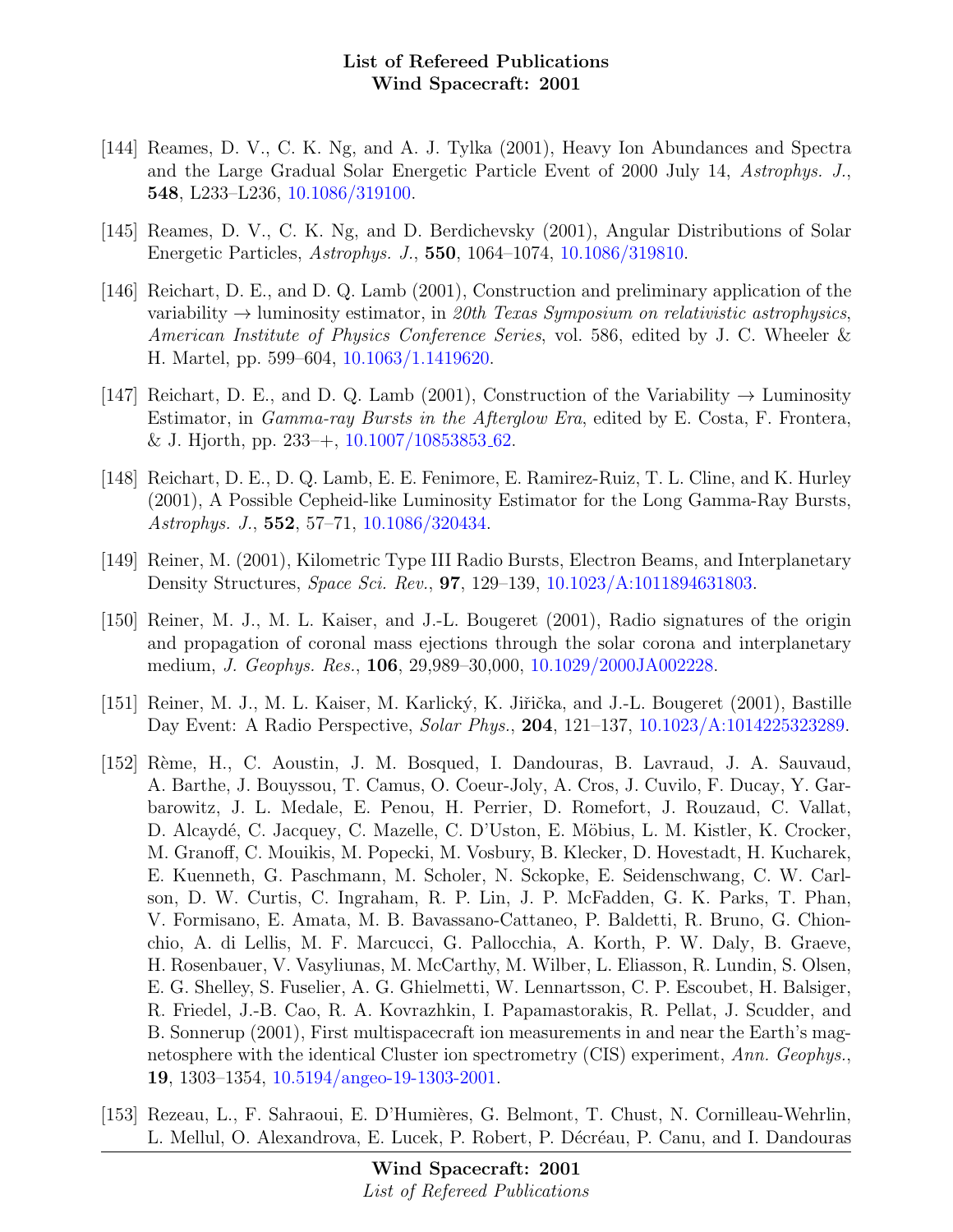[144] Reames, D. V., C. K. Ng, and A. J. Tylka (2001), Heavy Ion Abundances and Spectra and the Large Gradual Solar Energetic Particle Event of 2000 July 14, *Astrophys. J.*, **548**, L233–L236, 10.1086/319100.

[145] Reames, D. V., C. K. Ng, and D. Berdichevsky (2001), Angular Distributions of Solar Energetic Particles, *Astrophys. J.*, **550**, 1064–1074, 10.1086/319810.

[146] Reichart, D. E., and D. Q. Lamb (2001), Construction and preliminary application of the variability → luminosity estimator, in *20th Texas Symposium on relativistic astrophysics, American Institute of Physics Conference Series*, vol. 586, edited by J. C. Wheeler & H. Martel, pp. 599–604, 10.1063/1.1419620.

[147] Reichart, D. E., and D. Q. Lamb (2001), Construction of the Variability → Luminosity Estimator, in *Gamma-ray Bursts in the Afterglow Era*, edited by E. Costa, F. Frontera, & J. Hjorth, pp. 233–+, 10.1007/10853853_62.

[148] Reichart, D. E., D. Q. Lamb, E. E. Fenimore, E. Ramirez-Ruiz, T. L. Cline, and K. Hurley (2001), A Possible Cepheid-like Luminosity Estimator for the Long Gamma-Ray Bursts, *Astrophys. J.*, **552**, 57–71, 10.1086/320434.

[149] Reiner, M. (2001), Kilometric Type III Radio Bursts, Electron Beams, and Interplanetary Density Structures, *Space Sci. Rev.*, **97**, 129–139, 10.1023/A:1011894631803.

[150] Reiner, M. J., M. L. Kaiser, and J.-L. Bougeret (2001), Radio signatures of the origin and propagation of coronal mass ejections through the solar corona and interplanetary medium, *J. Geophys. Res.*, **106**, 29,989–30,000, 10.1029/2000JA002228.

[151] Reiner, M. J., M. L. Kaiser, M. Karlický, K. Jiřička, and J.-L. Bougeret (2001), Bastille Day Event: A Radio Perspective, *Solar Phys.*, **204**, 121–137, 10.1023/A:1014225323289.

[152] Rème, H., C. Aoustin, J. M. Bosqued, I. Dandouras, B. Lavraud, J. A. Sauvaud, A. Barthe, J. Bouyssou, T. Camus, O. Coeur-Joly, A. Cros, J. Cuvilo, F. Ducay, Y. Garbarowitz, J. L. Medale, E. Penou, H. Perrier, D. Romefort, J. Rouzaud, C. Vallat, D. Alcaydé, C. Jacquey, C. Mazelle, C. D'Uston, E. Möbius, L. M. Kistler, K. Crocker, M. Granoff, C. Mouikis, M. Popecki, M. Vosbury, B. Klecker, D. Hovestadt, H. Kucharek, E. Kuenneth, G. Paschmann, M. Scholer, N. Sckopke, E. Seidenschwang, C. W. Carlson, D. W. Curtis, C. Ingraham, R. P. Lin, J. P. McFadden, G. K. Parks, T. Phan, V. Formisano, E. Amata, M. B. Bavassano-Cattaneo, P. Baldetti, R. Bruno, G. Chionchio, A. di Lellis, M. F. Marcucci, G. Pallocchia, A. Korth, P. W. Daly, B. Graeve, H. Rosenbauer, V. Vasyliunas, M. McCarthy, M. Wilber, L. Eliasson, R. Lundin, S. Olsen, E. G. Shelley, S. Fuselier, A. G. Ghielmetti, W. Lennartsson, C. P. Escoubet, H. Balsiger, R. Friedel, J.-B. Cao, R. A. Kovrazhkin, I. Papamastorakis, R. Pellat, J. Scudder, and B. Sonnerup (2001), First multispacecraft ion measurements in and near the Earth's magnetosphere with the identical Cluster ion spectrometry (CIS) experiment, *Ann. Geophys.*, **19**, 1303–1354, 10.5194/angeo-19-1303-2001.

[153] Rezeau, L., F. Sahraoui, E. D'Humières, G. Belmont, T. Chust, N. Cornilleau-Wehrlin, L. Mellul, O. Alexandrova, E. Lucek, P. Robert, P. Décréau, P. Canu, and I. Dandouras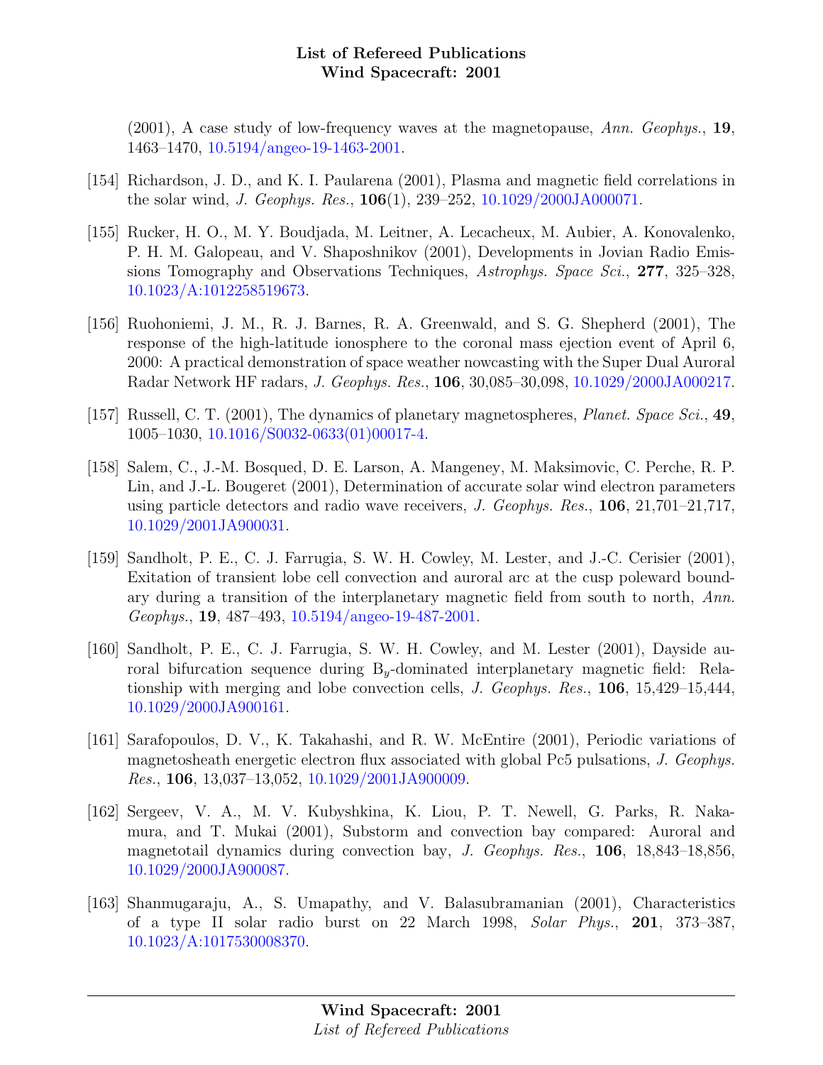(2001), A case study of low-frequency waves at the magnetopause, *Ann. Geophys.*, **19**, 1463–1470, 10.5194/angeo-19-1463-2001.

[154] Richardson, J. D., and K. I. Paularena (2001), Plasma and magnetic field correlations in the solar wind, *J. Geophys. Res.*, **106**(1), 239–252, 10.1029/2000JA000071.

[155] Rucker, H. O., M. Y. Boudjada, M. Leitner, A. Lecacheux, M. Aubier, A. Konovalenko, P. H. M. Galopeau, and V. Shaposhnikov (2001), Developments in Jovian Radio Emissions Tomography and Observations Techniques, *Astrophys. Space Sci.*, **277**, 325–328, 10.1023/A:1012258519673.

[156] Ruohoniemi, J. M., R. J. Barnes, R. A. Greenwald, and S. G. Shepherd (2001), The response of the high-latitude ionosphere to the coronal mass ejection event of April 6, 2000: A practical demonstration of space weather nowcasting with the Super Dual Auroral Radar Network HF radars, *J. Geophys. Res.*, **106**, 30,085–30,098, 10.1029/2000JA000217.

[157] Russell, C. T. (2001), The dynamics of planetary magnetospheres, *Planet. Space Sci.*, **49**, 1005–1030, 10.1016/S0032-0633(01)00017-4.

[158] Salem, C., J.-M. Bosqued, D. E. Larson, A. Mangeney, M. Maksimovic, C. Perche, R. P. Lin, and J.-L. Bougeret (2001), Determination of accurate solar wind electron parameters using particle detectors and radio wave receivers, *J. Geophys. Res.*, **106**, 21,701–21,717, 10.1029/2001JA900031.

[159] Sandholt, P. E., C. J. Farrugia, S. W. H. Cowley, M. Lester, and J.-C. Cerisier (2001), Exitation of transient lobe cell convection and auroral arc at the cusp poleward boundary during a transition of the interplanetary magnetic field from south to north, *Ann. Geophys.*, **19**, 487–493, 10.5194/angeo-19-487-2001.

[160] Sandholt, P. E., C. J. Farrugia, S. W. H. Cowley, and M. Lester (2001), Dayside auroral bifurcation sequence during $B_y$-dominated interplanetary magnetic field: Relationship with merging and lobe convection cells, *J. Geophys. Res.*, **106**, 15,429–15,444, 10.1029/2000JA900161.

[161] Sarafopoulos, D. V., K. Takahashi, and R. W. McEntire (2001), Periodic variations of magnetosheath energetic electron flux associated with global Pc5 pulsations, *J. Geophys. Res.*, **106**, 13,037–13,052, 10.1029/2001JA900009.

[162] Sergeev, V. A., M. V. Kubyshkina, K. Liou, P. T. Newell, G. Parks, R. Nakamura, and T. Mukai (2001), Substorm and convection bay compared: Auroral and magnetotail dynamics during convection bay, *J. Geophys. Res.*, **106**, 18,843–18,856, 10.1029/2000JA900087.

[163] Shanmugaraju, A., S. Umapathy, and V. Balasubramanian (2001), Characteristics of a type II solar radio burst on 22 March 1998, *Solar Phys.*, **201**, 373–387, 10.1023/A:1017530008370.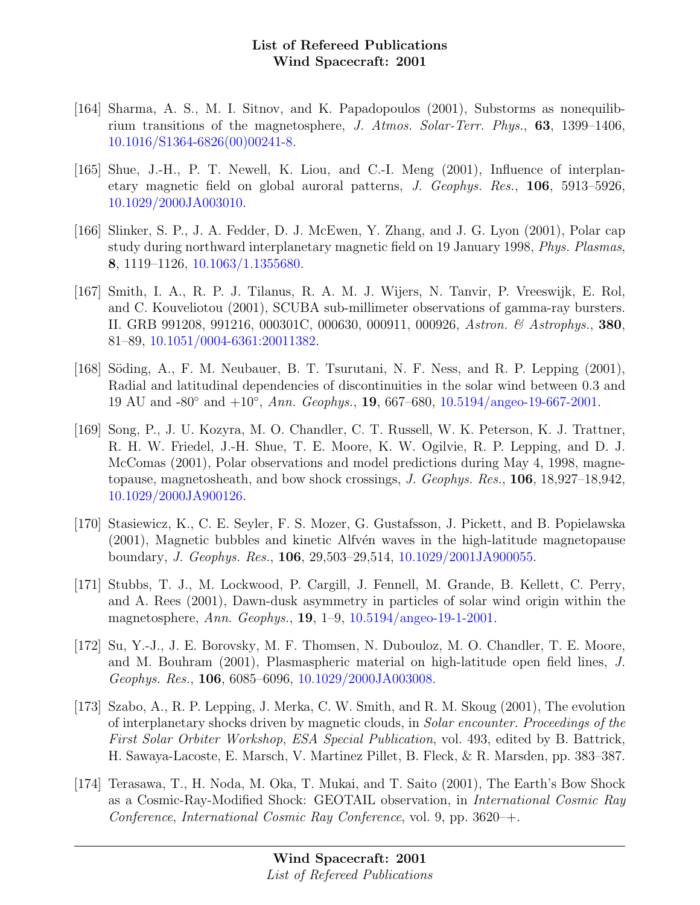[164] Sharma, A. S., M. I. Sitnov, and K. Papadopoulos (2001), Substorms as nonequilibrium transitions of the magnetosphere, *J. Atmos. Solar-Terr. Phys.*, **63**, 1399–1406, 10.1016/S1364-6826(00)00241-8.

[165] Shue, J.-H., P. T. Newell, K. Liou, and C.-I. Meng (2001), Influence of interplanetary magnetic field on global auroral patterns, *J. Geophys. Res.*, **106**, 5913–5926, 10.1029/2000JA003010.

[166] Slinker, S. P., J. A. Fedder, D. J. McEwen, Y. Zhang, and J. G. Lyon (2001), Polar cap study during northward interplanetary magnetic field on 19 January 1998, *Phys. Plasmas*, **8**, 1119–1126, 10.1063/1.1355680.

[167] Smith, I. A., R. P. J. Tilanus, R. A. M. J. Wijers, N. Tanvir, P. Vreeswijk, E. Rol, and C. Kouveliotou (2001), SCUBA sub-millimeter observations of gamma-ray bursters. II. GRB 991208, 991216, 000301C, 000630, 000911, 000926, *Astron. & Astrophys.*, **380**, 81–89, 10.1051/0004-6361:20011382.

[168] Söding, A., F. M. Neubauer, B. T. Tsurutani, N. F. Ness, and R. P. Lepping (2001), Radial and latitudinal dependencies of discontinuities in the solar wind between 0.3 and 19 AU and -80° and +10°, *Ann. Geophys.*, **19**, 667–680, 10.5194/angeo-19-667-2001.

[169] Song, P., J. U. Kozyra, M. O. Chandler, C. T. Russell, W. K. Peterson, K. J. Trattner, R. H. W. Friedel, J.-H. Shue, T. E. Moore, K. W. Ogilvie, R. P. Lepping, and D. J. McComas (2001), Polar observations and model predictions during May 4, 1998, magnetopause, magnetosheath, and bow shock crossings, *J. Geophys. Res.*, **106**, 18,927–18,942, 10.1029/2000JA900126.

[170] Stasiewicz, K., C. E. Seyler, F. S. Mozer, G. Gustafsson, J. Pickett, and B. Popielawska (2001), Magnetic bubbles and kinetic Alfvén waves in the high-latitude magnetopause boundary, *J. Geophys. Res.*, **106**, 29,503–29,514, 10.1029/2001JA900055.

[171] Stubbs, T. J., M. Lockwood, P. Cargill, J. Fennell, M. Grande, B. Kellett, C. Perry, and A. Rees (2001), Dawn-dusk asymmetry in particles of solar wind origin within the magnetosphere, *Ann. Geophys.*, **19**, 1–9, 10.5194/angeo-19-1-2001.

[172] Su, Y.-J., J. E. Borovsky, M. F. Thomsen, N. Dubouloz, M. O. Chandler, T. E. Moore, and M. Bouhram (2001), Plasmaspheric material on high-latitude open field lines, *J. Geophys. Res.*, **106**, 6085–6096, 10.1029/2000JA003008.

[173] Szabo, A., R. P. Lepping, J. Merka, C. W. Smith, and R. M. Skoug (2001), The evolution of interplanetary shocks driven by magnetic clouds, in *Solar encounter. Proceedings of the First Solar Orbiter Workshop*, *ESA Special Publication*, vol. 493, edited by B. Battrick, H. Sawaya-Lacoste, E. Marsch, V. Martinez Pillet, B. Fleck, & R. Marsden, pp. 383–387.

[174] Terasawa, T., H. Noda, M. Oka, T. Mukai, and T. Saito (2001), The Earth's Bow Shock as a Cosmic-Ray-Modified Shock: GEOTAIL observation, in *International Cosmic Ray Conference*, *International Cosmic Ray Conference*, vol. 9, pp. 3620–+.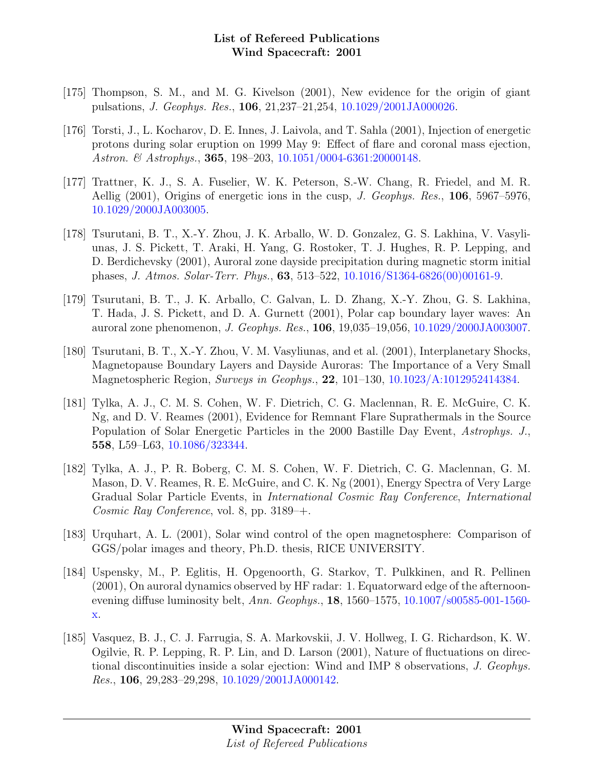[175] Thompson, S. M., and M. G. Kivelson (2001), New evidence for the origin of giant pulsations, *J. Geophys. Res.*, **106**, 21,237–21,254, 10.1029/2001JA000026.

[176] Torsti, J., L. Kocharov, D. E. Innes, J. Laivola, and T. Sahla (2001), Injection of energetic protons during solar eruption on 1999 May 9: Effect of flare and coronal mass ejection, *Astron. & Astrophys.*, **365**, 198–203, 10.1051/0004-6361:20000148.

[177] Trattner, K. J., S. A. Fuselier, W. K. Peterson, S.-W. Chang, R. Friedel, and M. R. Aellig (2001), Origins of energetic ions in the cusp, *J. Geophys. Res.*, **106**, 5967–5976, 10.1029/2000JA003005.

[178] Tsurutani, B. T., X.-Y. Zhou, J. K. Arballo, W. D. Gonzalez, G. S. Lakhina, V. Vasyliunas, J. S. Pickett, T. Araki, H. Yang, G. Rostoker, T. J. Hughes, R. P. Lepping, and D. Berdichevsky (2001), Auroral zone dayside precipitation during magnetic storm initial phases, *J. Atmos. Solar-Terr. Phys.*, **63**, 513–522, 10.1016/S1364-6826(00)00161-9.

[179] Tsurutani, B. T., J. K. Arballo, C. Galvan, L. D. Zhang, X.-Y. Zhou, G. S. Lakhina, T. Hada, J. S. Pickett, and D. A. Gurnett (2001), Polar cap boundary layer waves: An auroral zone phenomenon, *J. Geophys. Res.*, **106**, 19,035–19,056, 10.1029/2000JA003007.

[180] Tsurutani, B. T., X.-Y. Zhou, V. M. Vasyliunas, and et al. (2001), Interplanetary Shocks, Magnetopause Boundary Layers and Dayside Auroras: The Importance of a Very Small Magnetospheric Region, *Surveys in Geophys.*, **22**, 101–130, 10.1023/A:1012952414384.

[181] Tylka, A. J., C. M. S. Cohen, W. F. Dietrich, C. G. Maclennan, R. E. McGuire, C. K. Ng, and D. V. Reames (2001), Evidence for Remnant Flare Suprathermals in the Source Population of Solar Energetic Particles in the 2000 Bastille Day Event, *Astrophys. J.*, **558**, L59–L63, 10.1086/323344.

[182] Tylka, A. J., P. R. Boberg, C. M. S. Cohen, W. F. Dietrich, C. G. Maclennan, G. M. Mason, D. V. Reames, R. E. McGuire, and C. K. Ng (2001), Energy Spectra of Very Large Gradual Solar Particle Events, in *International Cosmic Ray Conference*, *International Cosmic Ray Conference*, vol. 8, pp. 3189–+.

[183] Urquhart, A. L. (2001), Solar wind control of the open magnetosphere: Comparison of GGS/polar images and theory, Ph.D. thesis, RICE UNIVERSITY.

[184] Uspensky, M., P. Eglitis, H. Opgenoorth, G. Starkov, T. Pulkkinen, and R. Pellinen (2001), On auroral dynamics observed by HF radar: 1. Equatorward edge of the afternoon-evening diffuse luminosity belt, *Ann. Geophys.*, **18**, 1560–1575, 10.1007/s00585-001-1560-x.

[185] Vasquez, B. J., C. J. Farrugia, S. A. Markovskii, J. V. Hollweg, I. G. Richardson, K. W. Ogilvie, R. P. Lepping, R. P. Lin, and D. Larson (2001), Nature of fluctuations on directional discontinuities inside a solar ejection: Wind and IMP 8 observations, *J. Geophys. Res.*, **106**, 29,283–29,298, 10.1029/2001JA000142.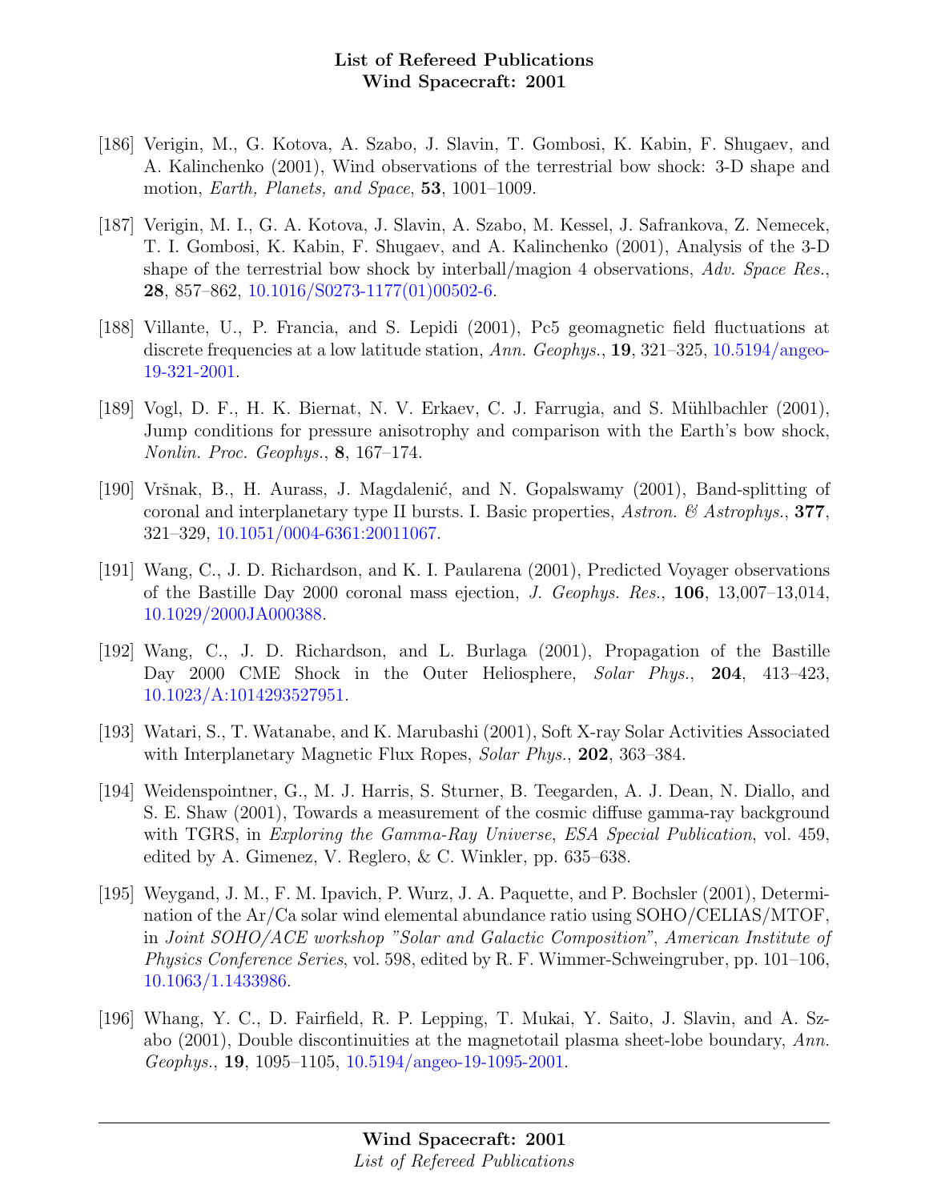[186] Verigin, M., G. Kotova, A. Szabo, J. Slavin, T. Gombosi, K. Kabin, F. Shugaev, and A. Kalinchenko (2001), Wind observations of the terrestrial bow shock: 3-D shape and motion, *Earth, Planets, and Space*, **53**, 1001–1009.

[187] Verigin, M. I., G. A. Kotova, J. Slavin, A. Szabo, M. Kessel, J. Safrankova, Z. Nemecek, T. I. Gombosi, K. Kabin, F. Shugaev, and A. Kalinchenko (2001), Analysis of the 3-D shape of the terrestrial bow shock by interball/magion 4 observations, *Adv. Space Res.*, **28**, 857–862, 10.1016/S0273-1177(01)00502-6.

[188] Villante, U., P. Francia, and S. Lepidi (2001), Pc5 geomagnetic field fluctuations at discrete frequencies at a low latitude station, *Ann. Geophys.*, **19**, 321–325, 10.5194/angeo-19-321-2001.

[189] Vogl, D. F., H. K. Biernat, N. V. Erkaev, C. J. Farrugia, and S. Mühlbachler (2001), Jump conditions for pressure anisotrophy and comparison with the Earth's bow shock, *Nonlin. Proc. Geophys.*, **8**, 167–174.

[190] Vršnak, B., H. Aurass, J. Magdalenić, and N. Gopalswamy (2001), Band-splitting of coronal and interplanetary type II bursts. I. Basic properties, *Astron. & Astrophys.*, **377**, 321–329, 10.1051/0004-6361:20011067.

[191] Wang, C., J. D. Richardson, and K. I. Paularena (2001), Predicted Voyager observations of the Bastille Day 2000 coronal mass ejection, *J. Geophys. Res.*, **106**, 13,007–13,014, 10.1029/2000JA000388.

[192] Wang, C., J. D. Richardson, and L. Burlaga (2001), Propagation of the Bastille Day 2000 CME Shock in the Outer Heliosphere, *Solar Phys.*, **204**, 413–423, 10.1023/A:1014293527951.

[193] Watari, S., T. Watanabe, and K. Marubashi (2001), Soft X-ray Solar Activities Associated with Interplanetary Magnetic Flux Ropes, *Solar Phys.*, **202**, 363–384.

[194] Weidenspointner, G., M. J. Harris, S. Sturner, B. Teegarden, A. J. Dean, N. Diallo, and S. E. Shaw (2001), Towards a measurement of the cosmic diffuse gamma-ray background with TGRS, in *Exploring the Gamma-Ray Universe*, *ESA Special Publication*, vol. 459, edited by A. Gimenez, V. Reglero, & C. Winkler, pp. 635–638.

[195] Weygand, J. M., F. M. Ipavich, P. Wurz, J. A. Paquette, and P. Bochsler (2001), Determination of the Ar/Ca solar wind elemental abundance ratio using SOHO/CELIAS/MTOF, in *Joint SOHO/ACE workshop "Solar and Galactic Composition"*, *American Institute of Physics Conference Series*, vol. 598, edited by R. F. Wimmer-Schweingruber, pp. 101–106, 10.1063/1.1433986.

[196] Whang, Y. C., D. Fairfield, R. P. Lepping, T. Mukai, Y. Saito, J. Slavin, and A. Szabo (2001), Double discontinuities at the magnetotail plasma sheet-lobe boundary, *Ann. Geophys.*, **19**, 1095–1105, 10.5194/angeo-19-1095-2001.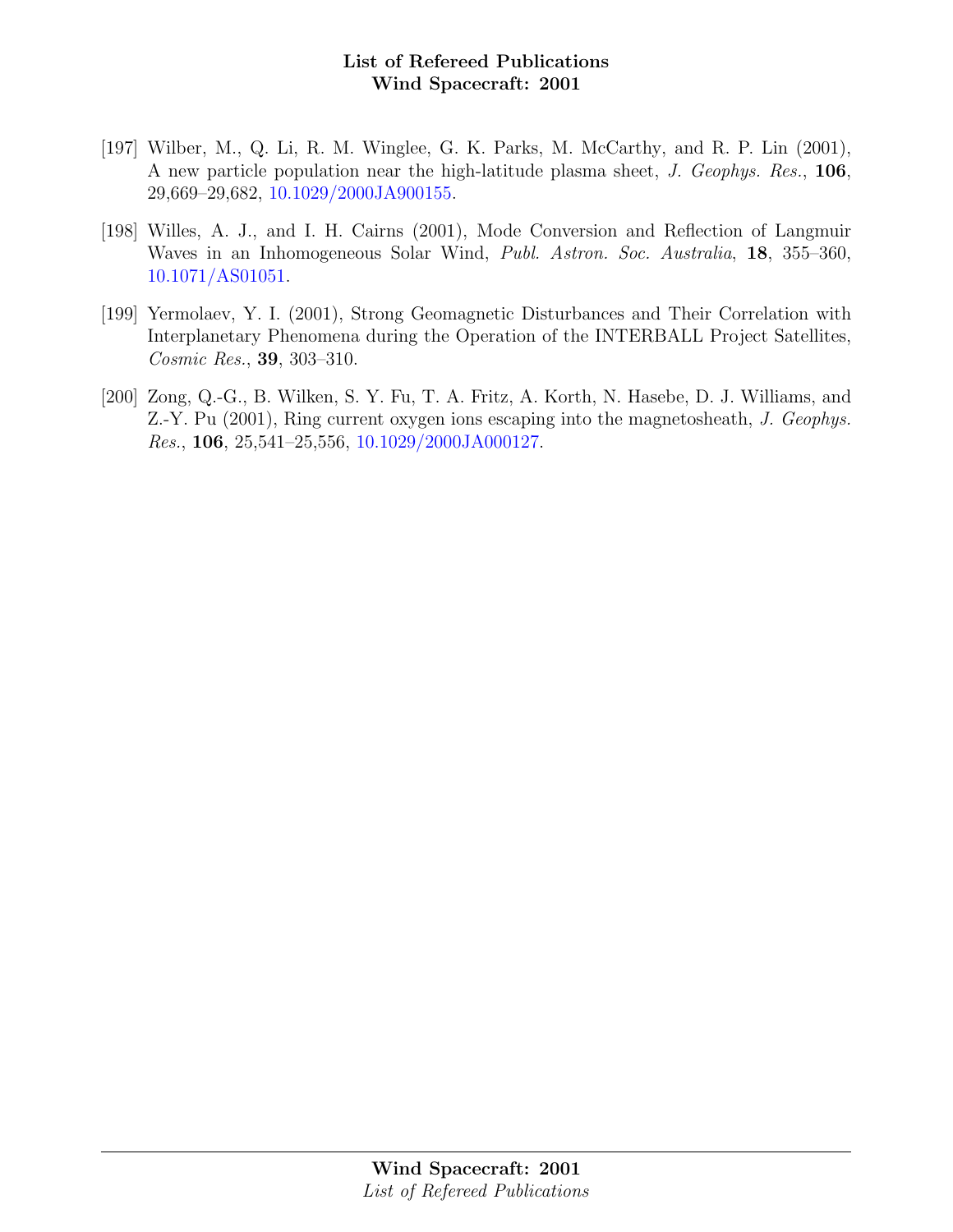[197] Wilber, M., Q. Li, R. M. Winglee, G. K. Parks, M. McCarthy, and R. P. Lin (2001), A new particle population near the high-latitude plasma sheet, *J. Geophys. Res.*, **106**, 29,669–29,682, 10.1029/2000JA900155.

[198] Willes, A. J., and I. H. Cairns (2001), Mode Conversion and Reflection of Langmuir Waves in an Inhomogeneous Solar Wind, *Publ. Astron. Soc. Australia*, **18**, 355–360, 10.1071/AS01051.

[199] Yermolaev, Y. I. (2001), Strong Geomagnetic Disturbances and Their Correlation with Interplanetary Phenomena during the Operation of the INTERBALL Project Satellites, *Cosmic Res.*, **39**, 303–310.

[200] Zong, Q.-G., B. Wilken, S. Y. Fu, T. A. Fritz, A. Korth, N. Hasebe, D. J. Williams, and Z.-Y. Pu (2001), Ring current oxygen ions escaping into the magnetosheath, *J. Geophys. Res.*, **106**, 25,541–25,556, 10.1029/2000JA000127.